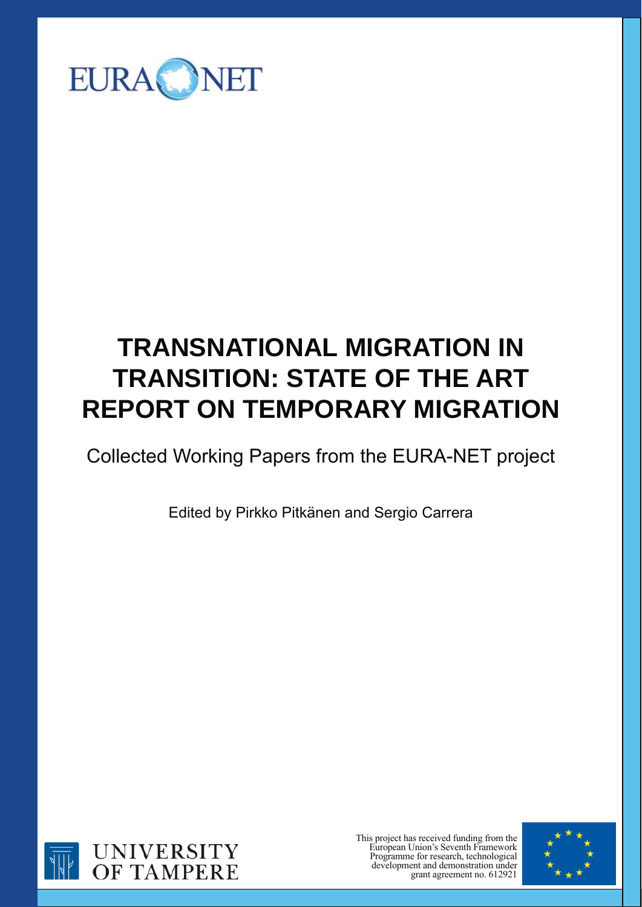EURA NET

# TRANSNATIONAL MIGRATION IN TRANSITION: STATE OF THE ART REPORT ON TEMPORARY MIGRATION

## Collected Working Papers from the EURA-NET project

Edited by Pirkko Pitkänen and Sergio Carrera

UNIVERSITY OF TAMPERE

This project has received funding from the European Union's Seventh Framework Programme for research, technological development and demonstration under grant agreement no. 612921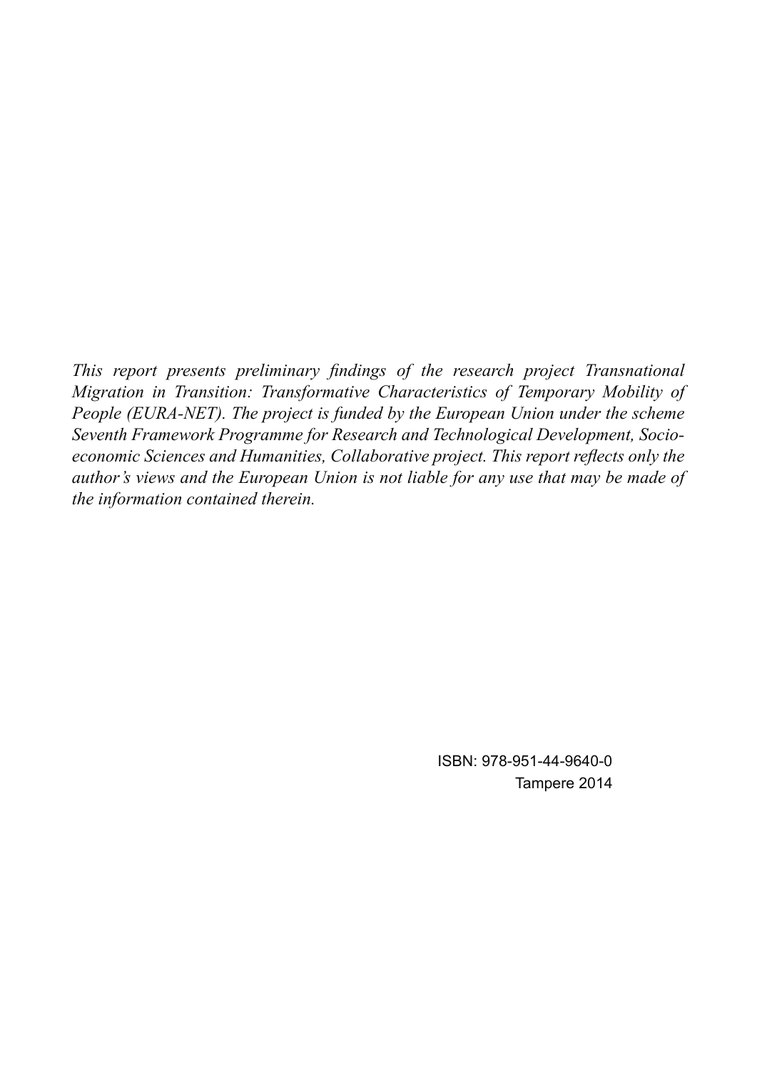*This report presents preliminary findings of the research project Transnational Migration in Transition: Transformative Characteristics of Temporary Mobility of People (EURA-NET). The project is funded by the European Union under the scheme Seventh Framework Programme for Research and Technological Development, Socio-economic Sciences and Humanities, Collaborative project. This report reflects only the author's views and the European Union is not liable for any use that may be made of the information contained therein.*

ISBN: 978-951-44-9640-0
Tampere 2014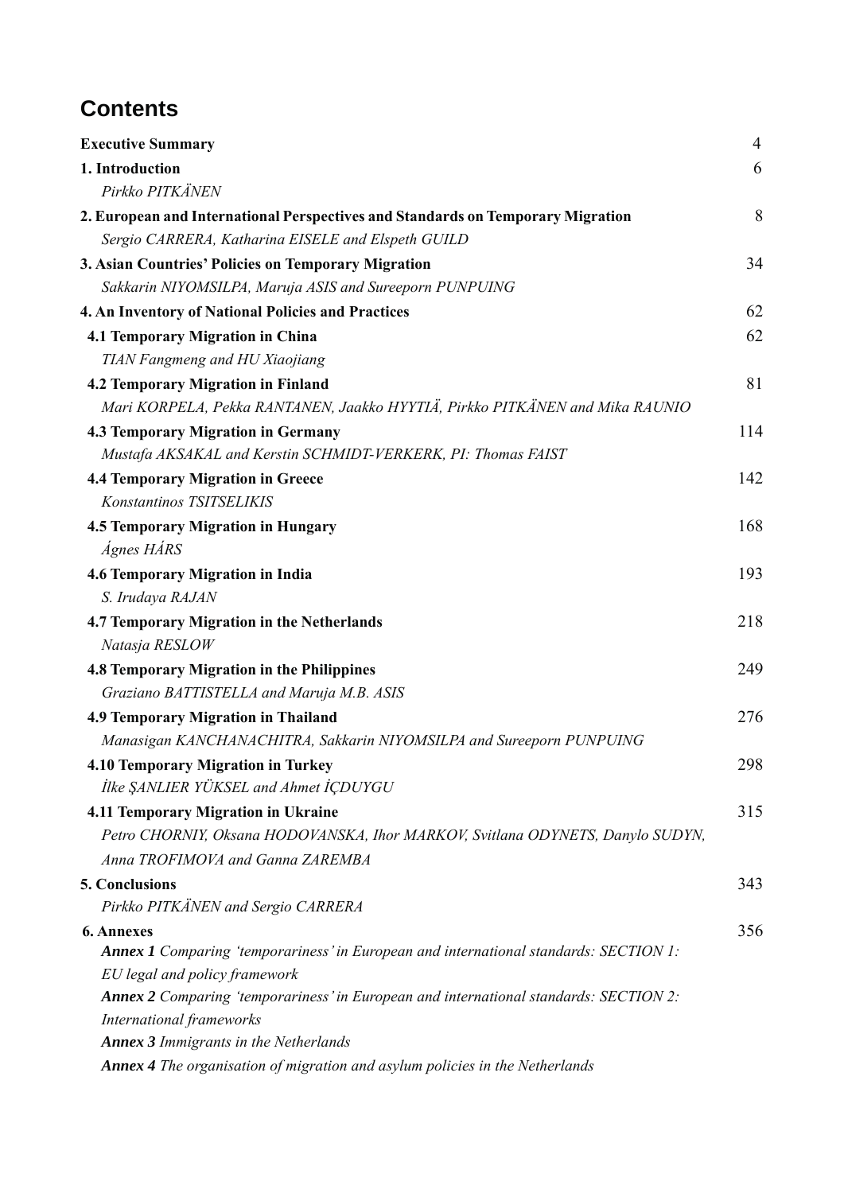# Contents

| | |
|---|---|
| **Executive Summary** | 4 |
| **1. Introduction** | 6 |
| *Pirkko PITKÄNEN* | |
| **2. European and International Perspectives and Standards on Temporary Migration** | 8 |
| *Sergio CARRERA, Katharina EISELE and Elspeth GUILD* | |
| **3. Asian Countries' Policies on Temporary Migration** | 34 |
| *Sakkarin NIYOMSILPA, Maruja ASIS and Sureeporn PUNPUING* | |
| **4. An Inventory of National Policies and Practices** | 62 |
| **4.1 Temporary Migration in China** | 62 |
| *TIAN Fangmeng and HU Xiaojiang* | |
| **4.2 Temporary Migration in Finland** | 81 |
| *Mari KORPELA, Pekka RANTANEN, Jaakko HYYTIÄ, Pirkko PITKÄNEN and Mika RAUNIO* | |
| **4.3 Temporary Migration in Germany** | 114 |
| *Mustafa AKSAKAL and Kerstin SCHMIDT-VERKERK, PI: Thomas FAIST* | |
| **4.4 Temporary Migration in Greece** | 142 |
| *Konstantinos TSITSELIKIS* | |
| **4.5 Temporary Migration in Hungary** | 168 |
| *Ágnes HÁRS* | |
| **4.6 Temporary Migration in India** | 193 |
| *S. Irudaya RAJAN* | |
| **4.7 Temporary Migration in the Netherlands** | 218 |
| *Natasja RESLOW* | |
| **4.8 Temporary Migration in the Philippines** | 249 |
| *Graziano BATTISTELLA and Maruja M.B. ASIS* | |
| **4.9 Temporary Migration in Thailand** | 276 |
| *Manasigan KANCHANACHITRA, Sakkarin NIYOMSILPA and Sureeporn PUNPUING* | |
| **4.10 Temporary Migration in Turkey** | 298 |
| *İlke ŞANLIER YÜKSEL and Ahmet İÇDUYGU* | |
| **4.11 Temporary Migration in Ukraine** | 315 |
| *Petro CHORNIY, Oksana HODOVANSKA, Ihor MARKOV, Svitlana ODYNETS, Danylo SUDYN, Anna TROFIMOVA and Ganna ZAREMBA* | |
| **5. Conclusions** | 343 |
| *Pirkko PITKÄNEN and Sergio CARRERA* | |
| **6. Annexes** | 356 |
| ***Annex 1*** *Comparing 'temporariness' in European and international standards: SECTION 1: EU legal and policy framework* | |
| ***Annex 2*** *Comparing 'temporariness' in European and international standards: SECTION 2: International frameworks* | |
| ***Annex 3*** *Immigrants in the Netherlands* | |
| ***Annex 4*** *The organisation of migration and asylum policies in the Netherlands* | |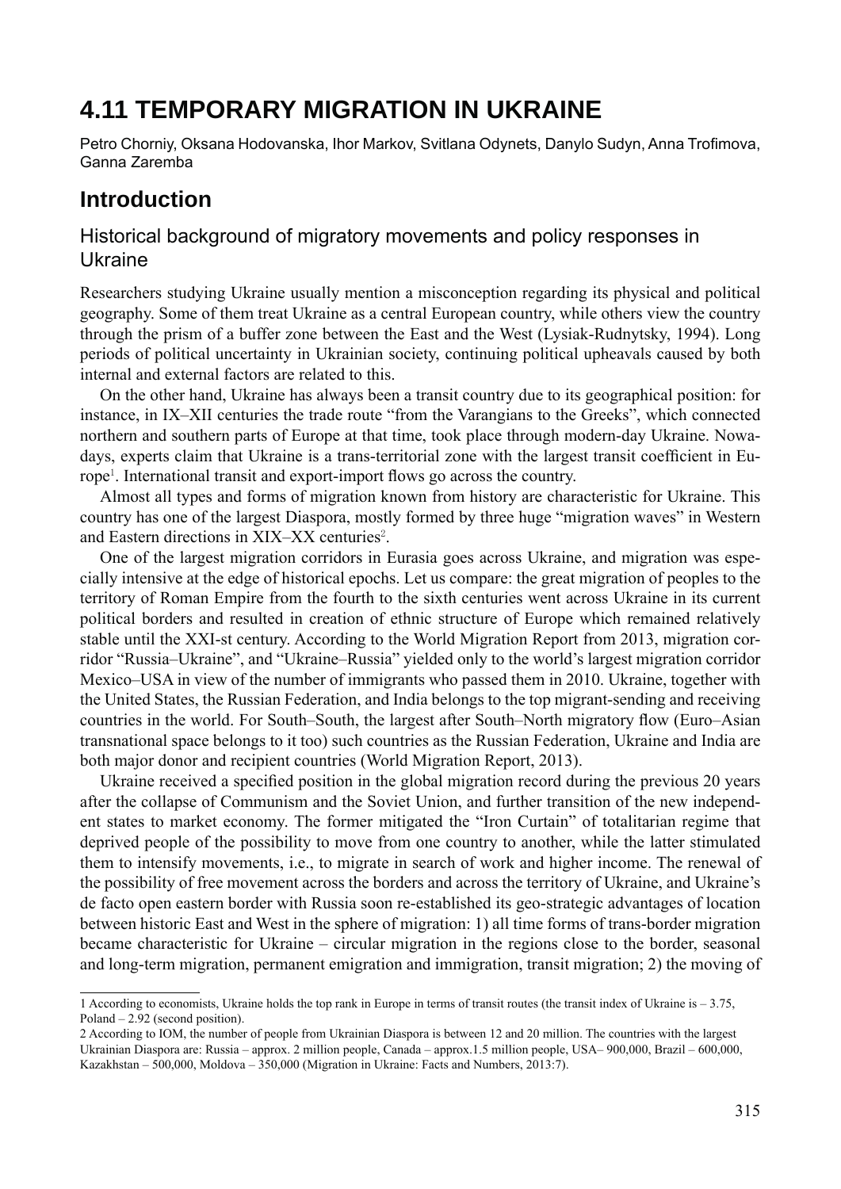# 4.11 TEMPORARY MIGRATION IN UKRAINE

Petro Chorniy, Oksana Hodovanska, Ihor Markov, Svitlana Odynets, Danylo Sudyn, Anna Trofimova, Ganna Zaremba

## Introduction

### Historical background of migratory movements and policy responses in Ukraine

Researchers studying Ukraine usually mention a misconception regarding its physical and political geography. Some of them treat Ukraine as a central European country, while others view the country through the prism of a buffer zone between the East and the West (Lysiak-Rudnytsky, 1994). Long periods of political uncertainty in Ukrainian society, continuing political upheavals caused by both internal and external factors are related to this.

On the other hand, Ukraine has always been a transit country due to its geographical position: for instance, in IX–XII centuries the trade route "from the Varangians to the Greeks", which connected northern and southern parts of Europe at that time, took place through modern-day Ukraine. Nowadays, experts claim that Ukraine is a trans-territorial zone with the largest transit coefficient in Europe[1]. International transit and export-import flows go across the country.

Almost all types and forms of migration known from history are characteristic for Ukraine. This country has one of the largest Diaspora, mostly formed by three huge "migration waves" in Western and Eastern directions in XIX–XX centuries[2].

One of the largest migration corridors in Eurasia goes across Ukraine, and migration was especially intensive at the edge of historical epochs. Let us compare: the great migration of peoples to the territory of Roman Empire from the fourth to the sixth centuries went across Ukraine in its current political borders and resulted in creation of ethnic structure of Europe which remained relatively stable until the XXI-st century. According to the World Migration Report from 2013, migration corridor "Russia–Ukraine", and "Ukraine–Russia" yielded only to the world's largest migration corridor Mexico–USA in view of the number of immigrants who passed them in 2010. Ukraine, together with the United States, the Russian Federation, and India belongs to the top migrant-sending and receiving countries in the world. For South–South, the largest after South–North migratory flow (Euro–Asian transnational space belongs to it too) such countries as the Russian Federation, Ukraine and India are both major donor and recipient countries (World Migration Report, 2013).

Ukraine received a specified position in the global migration record during the previous 20 years after the collapse of Communism and the Soviet Union, and further transition of the new independent states to market economy. The former mitigated the "Iron Curtain" of totalitarian regime that deprived people of the possibility to move from one country to another, while the latter stimulated them to intensify movements, i.e., to migrate in search of work and higher income. The renewal of the possibility of free movement across the borders and across the territory of Ukraine, and Ukraine's de facto open eastern border with Russia soon re-established its geo-strategic advantages of location between historic East and West in the sphere of migration: 1) all time forms of trans-border migration became characteristic for Ukraine – circular migration in the regions close to the border, seasonal and long-term migration, permanent emigration and immigration, transit migration; 2) the moving of

---

1 According to economists, Ukraine holds the top rank in Europe in terms of transit routes (the transit index of Ukraine is – 3.75, Poland – 2.92 (second position).

2 According to IOM, the number of people from Ukrainian Diaspora is between 12 and 20 million. The countries with the largest Ukrainian Diaspora are: Russia – approx. 2 million people, Canada – approx.1.5 million people, USA– 900,000, Brazil – 600,000, Kazakhstan – 500,000, Moldova – 350,000 (Migration in Ukraine: Facts and Numbers, 2013:7).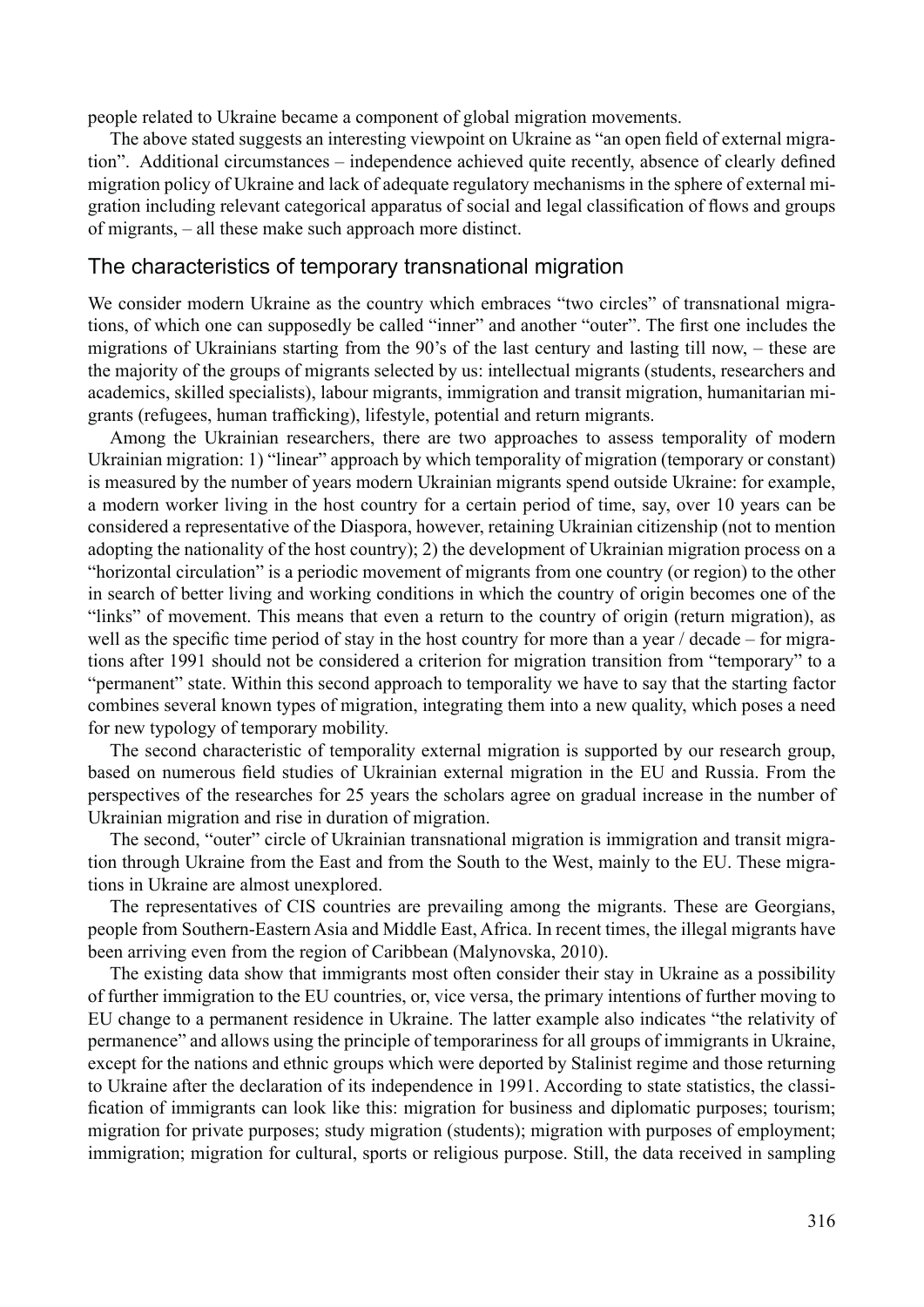people related to Ukraine became a component of global migration movements.

The above stated suggests an interesting viewpoint on Ukraine as "an open field of external migration". Additional circumstances – independence achieved quite recently, absence of clearly defined migration policy of Ukraine and lack of adequate regulatory mechanisms in the sphere of external migration including relevant categorical apparatus of social and legal classification of flows and groups of migrants, – all these make such approach more distinct.

## The characteristics of temporary transnational migration

We consider modern Ukraine as the country which embraces "two circles" of transnational migrations, of which one can supposedly be called "inner" and another "outer". The first one includes the migrations of Ukrainians starting from the 90's of the last century and lasting till now, – these are the majority of the groups of migrants selected by us: intellectual migrants (students, researchers and academics, skilled specialists), labour migrants, immigration and transit migration, humanitarian migrants (refugees, human trafficking), lifestyle, potential and return migrants.

Among the Ukrainian researchers, there are two approaches to assess temporality of modern Ukrainian migration: 1) "linear" approach by which temporality of migration (temporary or constant) is measured by the number of years modern Ukrainian migrants spend outside Ukraine: for example, a modern worker living in the host country for a certain period of time, say, over 10 years can be considered a representative of the Diaspora, however, retaining Ukrainian citizenship (not to mention adopting the nationality of the host country); 2) the development of Ukrainian migration process on a "horizontal circulation" is a periodic movement of migrants from one country (or region) to the other in search of better living and working conditions in which the country of origin becomes one of the "links" of movement. This means that even a return to the country of origin (return migration), as well as the specific time period of stay in the host country for more than a year / decade – for migrations after 1991 should not be considered a criterion for migration transition from "temporary" to a "permanent" state. Within this second approach to temporality we have to say that the starting factor combines several known types of migration, integrating them into a new quality, which poses a need for new typology of temporary mobility.

The second characteristic of temporality external migration is supported by our research group, based on numerous field studies of Ukrainian external migration in the EU and Russia. From the perspectives of the researches for 25 years the scholars agree on gradual increase in the number of Ukrainian migration and rise in duration of migration.

The second, "outer" circle of Ukrainian transnational migration is immigration and transit migration through Ukraine from the East and from the South to the West, mainly to the EU. These migrations in Ukraine are almost unexplored.

The representatives of CIS countries are prevailing among the migrants. These are Georgians, people from Southern-Eastern Asia and Middle East, Africa. In recent times, the illegal migrants have been arriving even from the region of Caribbean (Malynovska, 2010).

The existing data show that immigrants most often consider their stay in Ukraine as a possibility of further immigration to the EU countries, or, vice versa, the primary intentions of further moving to EU change to a permanent residence in Ukraine. The latter example also indicates "the relativity of permanence" and allows using the principle of temporariness for all groups of immigrants in Ukraine, except for the nations and ethnic groups which were deported by Stalinist regime and those returning to Ukraine after the declaration of its independence in 1991. According to state statistics, the classification of immigrants can look like this: migration for business and diplomatic purposes; tourism; migration for private purposes; study migration (students); migration with purposes of employment; immigration; migration for cultural, sports or religious purpose. Still, the data received in sampling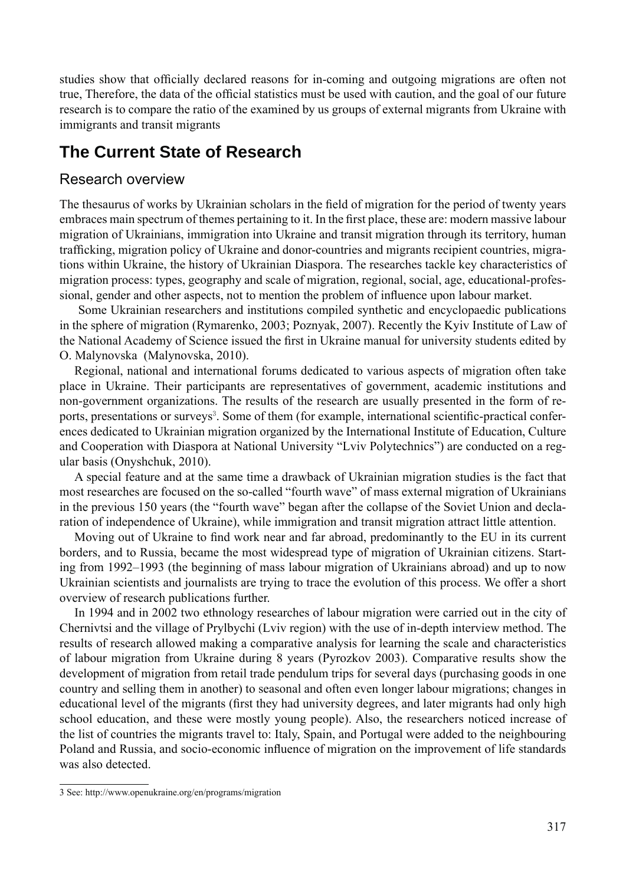studies show that officially declared reasons for in-coming and outgoing migrations are often not true, Therefore, the data of the official statistics must be used with caution, and the goal of our future research is to compare the ratio of the examined by us groups of external migrants from Ukraine with immigrants and transit migrants

## The Current State of Research

### Research overview

The thesaurus of works by Ukrainian scholars in the field of migration for the period of twenty years embraces main spectrum of themes pertaining to it. In the first place, these are: modern massive labour migration of Ukrainians, immigration into Ukraine and transit migration through its territory, human trafficking, migration policy of Ukraine and donor-countries and migrants recipient countries, migrations within Ukraine, the history of Ukrainian Diaspora. The researches tackle key characteristics of migration process: types, geography and scale of migration, regional, social, age, educational-professional, gender and other aspects, not to mention the problem of influence upon labour market.

Some Ukrainian researchers and institutions compiled synthetic and encyclopaedic publications in the sphere of migration (Rymarenko, 2003; Poznyak, 2007). Recently the Kyiv Institute of Law of the National Academy of Science issued the first in Ukraine manual for university students edited by O. Malynovska (Malynovska, 2010).

Regional, national and international forums dedicated to various aspects of migration often take place in Ukraine. Their participants are representatives of government, academic institutions and non-government organizations. The results of the research are usually presented in the form of reports, presentations or surveys[3]. Some of them (for example, international scientific-practical conferences dedicated to Ukrainian migration organized by the International Institute of Education, Culture and Cooperation with Diaspora at National University "Lviv Polytechnics") are conducted on a regular basis (Onyshchuk, 2010).

A special feature and at the same time a drawback of Ukrainian migration studies is the fact that most researches are focused on the so-called "fourth wave" of mass external migration of Ukrainians in the previous 150 years (the "fourth wave" began after the collapse of the Soviet Union and declaration of independence of Ukraine), while immigration and transit migration attract little attention.

Moving out of Ukraine to find work near and far abroad, predominantly to the EU in its current borders, and to Russia, became the most widespread type of migration of Ukrainian citizens. Starting from 1992–1993 (the beginning of mass labour migration of Ukrainians abroad) and up to now Ukrainian scientists and journalists are trying to trace the evolution of this process. We offer a short overview of research publications further.

In 1994 and in 2002 two ethnology researches of labour migration were carried out in the city of Chernivtsi and the village of Prylbychi (Lviv region) with the use of in-depth interview method. The results of research allowed making a comparative analysis for learning the scale and characteristics of labour migration from Ukraine during 8 years (Pyrozkov 2003). Comparative results show the development of migration from retail trade pendulum trips for several days (purchasing goods in one country and selling them in another) to seasonal and often even longer labour migrations; changes in educational level of the migrants (first they had university degrees, and later migrants had only high school education, and these were mostly young people). Also, the researchers noticed increase of the list of countries the migrants travel to: Italy, Spain, and Portugal were added to the neighbouring Poland and Russia, and socio-economic influence of migration on the improvement of life standards was also detected.

---

3 See: http://www.openukraine.org/en/programs/migration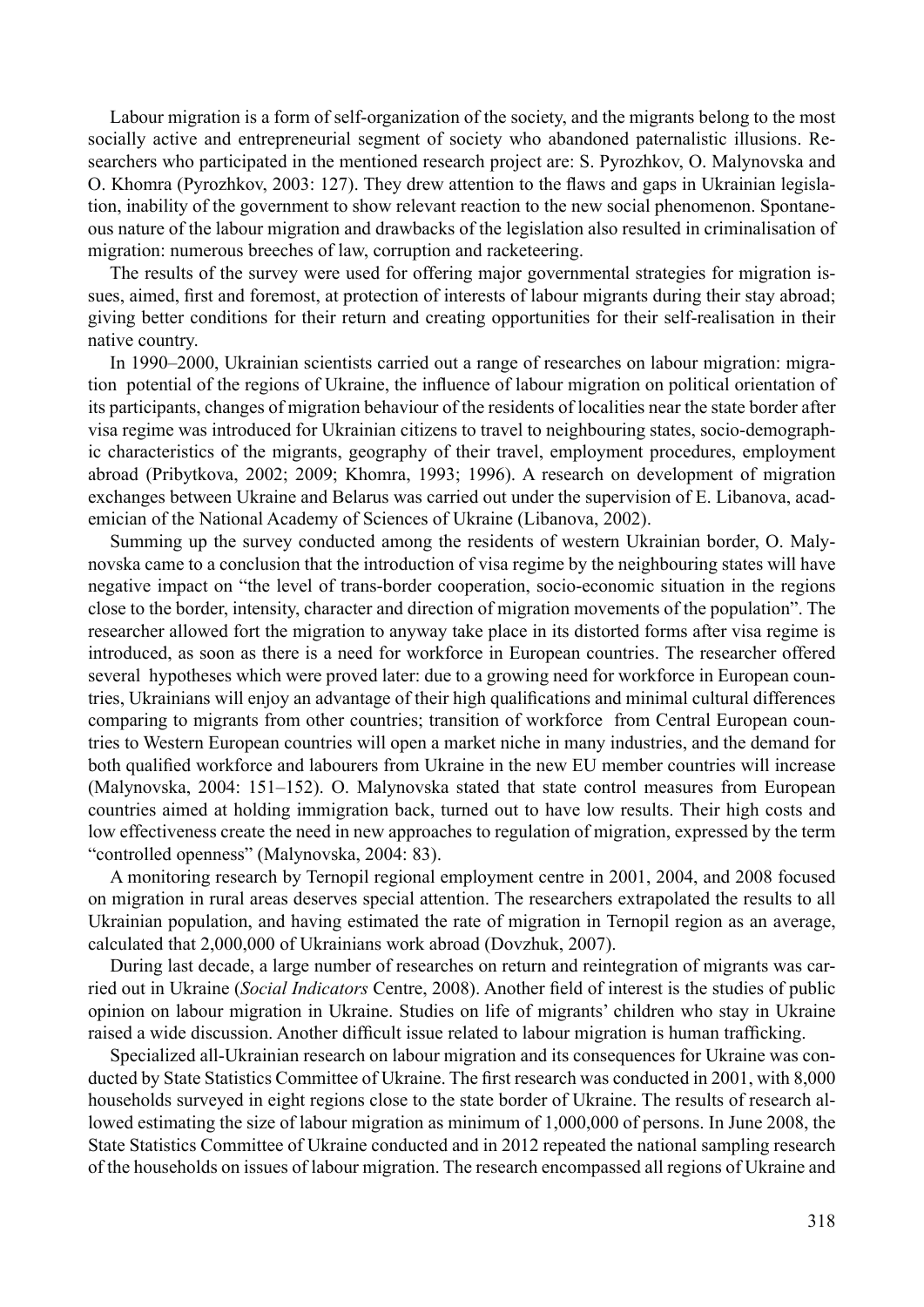Labour migration is a form of self-organization of the society, and the migrants belong to the most socially active and entrepreneurial segment of society who abandoned paternalistic illusions. Researchers who participated in the mentioned research project are: S. Pyrozhkov, O. Malynovska and O. Khomra (Pyrozhkov, 2003: 127). They drew attention to the flaws and gaps in Ukrainian legislation, inability of the government to show relevant reaction to the new social phenomenon. Spontaneous nature of the labour migration and drawbacks of the legislation also resulted in criminalisation of migration: numerous breeches of law, corruption and racketeering.

The results of the survey were used for offering major governmental strategies for migration issues, aimed, first and foremost, at protection of interests of labour migrants during their stay abroad; giving better conditions for their return and creating opportunities for their self-realisation in their native country.

In 1990–2000, Ukrainian scientists carried out a range of researches on labour migration: migration potential of the regions of Ukraine, the influence of labour migration on political orientation of its participants, changes of migration behaviour of the residents of localities near the state border after visa regime was introduced for Ukrainian citizens to travel to neighbouring states, socio-demographic characteristics of the migrants, geography of their travel, employment procedures, employment abroad (Pribytkova, 2002; 2009; Khomra, 1993; 1996). A research on development of migration exchanges between Ukraine and Belarus was carried out under the supervision of E. Libanova, academician of the National Academy of Sciences of Ukraine (Libanova, 2002).

Summing up the survey conducted among the residents of western Ukrainian border, O. Malynovska came to a conclusion that the introduction of visa regime by the neighbouring states will have negative impact on "the level of trans-border cooperation, socio-economic situation in the regions close to the border, intensity, character and direction of migration movements of the population". The researcher allowed fort the migration to anyway take place in its distorted forms after visa regime is introduced, as soon as there is a need for workforce in European countries. The researcher offered several hypotheses which were proved later: due to a growing need for workforce in European countries, Ukrainians will enjoy an advantage of their high qualifications and minimal cultural differences comparing to migrants from other countries; transition of workforce from Central European countries to Western European countries will open a market niche in many industries, and the demand for both qualified workforce and labourers from Ukraine in the new EU member countries will increase (Malynovska, 2004: 151–152). O. Malynovska stated that state control measures from European countries aimed at holding immigration back, turned out to have low results. Their high costs and low effectiveness create the need in new approaches to regulation of migration, expressed by the term "controlled openness" (Malynovska, 2004: 83).

A monitoring research by Ternopil regional employment centre in 2001, 2004, and 2008 focused on migration in rural areas deserves special attention. The researchers extrapolated the results to all Ukrainian population, and having estimated the rate of migration in Ternopil region as an average, calculated that 2,000,000 of Ukrainians work abroad (Dovzhuk, 2007).

During last decade, a large number of researches on return and reintegration of migrants was carried out in Ukraine (*Social Indicators* Centre, 2008). Another field of interest is the studies of public opinion on labour migration in Ukraine. Studies on life of migrants' children who stay in Ukraine raised a wide discussion. Another difficult issue related to labour migration is human trafficking.

Specialized all-Ukrainian research on labour migration and its consequences for Ukraine was conducted by State Statistics Committee of Ukraine. The first research was conducted in 2001, with 8,000 households surveyed in eight regions close to the state border of Ukraine. The results of research allowed estimating the size of labour migration as minimum of 1,000,000 of persons. In June 2008, the State Statistics Committee of Ukraine conducted and in 2012 repeated the national sampling research of the households on issues of labour migration. The research encompassed all regions of Ukraine and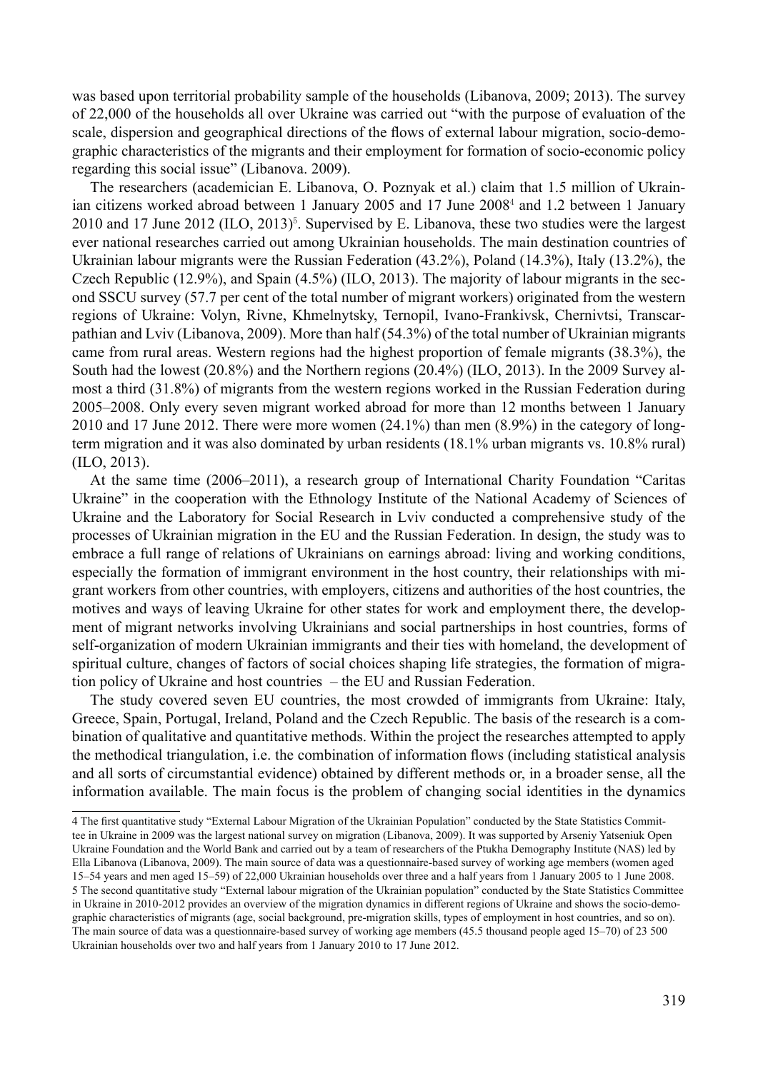was based upon territorial probability sample of the households (Libanova, 2009; 2013). The survey of 22,000 of the households all over Ukraine was carried out "with the purpose of evaluation of the scale, dispersion and geographical directions of the flows of external labour migration, socio-demographic characteristics of the migrants and their employment for formation of socio-economic policy regarding this social issue" (Libanova. 2009).

The researchers (academician E. Libanova, O. Poznyak et al.) claim that 1.5 million of Ukrainian citizens worked abroad between 1 January 2005 and 17 June 2008[4] and 1.2 between 1 January 2010 and 17 June 2012 (ILO, 2013)[5]. Supervised by E. Libanova, these two studies were the largest ever national researches carried out among Ukrainian households. The main destination countries of Ukrainian labour migrants were the Russian Federation (43.2%), Poland (14.3%), Italy (13.2%), the Czech Republic (12.9%), and Spain (4.5%) (ILO, 2013). The majority of labour migrants in the second SSCU survey (57.7 per cent of the total number of migrant workers) originated from the western regions of Ukraine: Volyn, Rivne, Khmelnytsky, Ternopil, Ivano-Frankivsk, Chernivtsi, Transcarpathian and Lviv (Libanova, 2009). More than half (54.3%) of the total number of Ukrainian migrants came from rural areas. Western regions had the highest proportion of female migrants (38.3%), the South had the lowest (20.8%) and the Northern regions (20.4%) (ILO, 2013). In the 2009 Survey almost a third (31.8%) of migrants from the western regions worked in the Russian Federation during 2005–2008. Only every seven migrant worked abroad for more than 12 months between 1 January 2010 and 17 June 2012. There were more women (24.1%) than men (8.9%) in the category of long-term migration and it was also dominated by urban residents (18.1% urban migrants vs. 10.8% rural) (ILO, 2013).

At the same time (2006–2011), a research group of International Charity Foundation "Caritas Ukraine" in the cooperation with the Ethnology Institute of the National Academy of Sciences of Ukraine and the Laboratory for Social Research in Lviv conducted a comprehensive study of the processes of Ukrainian migration in the EU and the Russian Federation. In design, the study was to embrace a full range of relations of Ukrainians on earnings abroad: living and working conditions, especially the formation of immigrant environment in the host country, their relationships with migrant workers from other countries, with employers, citizens and authorities of the host countries, the motives and ways of leaving Ukraine for other states for work and employment there, the development of migrant networks involving Ukrainians and social partnerships in host countries, forms of self-organization of modern Ukrainian immigrants and their ties with homeland, the development of spiritual culture, changes of factors of social choices shaping life strategies, the formation of migration policy of Ukraine and host countries – the EU and Russian Federation.

The study covered seven EU countries, the most crowded of immigrants from Ukraine: Italy, Greece, Spain, Portugal, Ireland, Poland and the Czech Republic. The basis of the research is a combination of qualitative and quantitative methods. Within the project the researches attempted to apply the methodical triangulation, i.e. the combination of information flows (including statistical analysis and all sorts of circumstantial evidence) obtained by different methods or, in a broader sense, all the information available. The main focus is the problem of changing social identities in the dynamics

---

4 The first quantitative study "External Labour Migration of the Ukrainian Population" conducted by the State Statistics Committee in Ukraine in 2009 was the largest national survey on migration (Libanova, 2009). It was supported by Arseniy Yatseniuk Open Ukraine Foundation and the World Bank and carried out by a team of researchers of the Ptukha Demography Institute (NAS) led by Ella Libanova (Libanova, 2009). The main source of data was a questionnaire-based survey of working age members (women aged 15–54 years and men aged 15–59) of 22,000 Ukrainian households over three and a half years from 1 January 2005 to 1 June 2008.

5 The second quantitative study "External labour migration of the Ukrainian population" conducted by the State Statistics Committee in Ukraine in 2010-2012 provides an overview of the migration dynamics in different regions of Ukraine and shows the socio-demographic characteristics of migrants (age, social background, pre-migration skills, types of employment in host countries, and so on). The main source of data was a questionnaire-based survey of working age members (45.5 thousand people aged 15–70) of 23 500 Ukrainian households over two and half years from 1 January 2010 to 17 June 2012.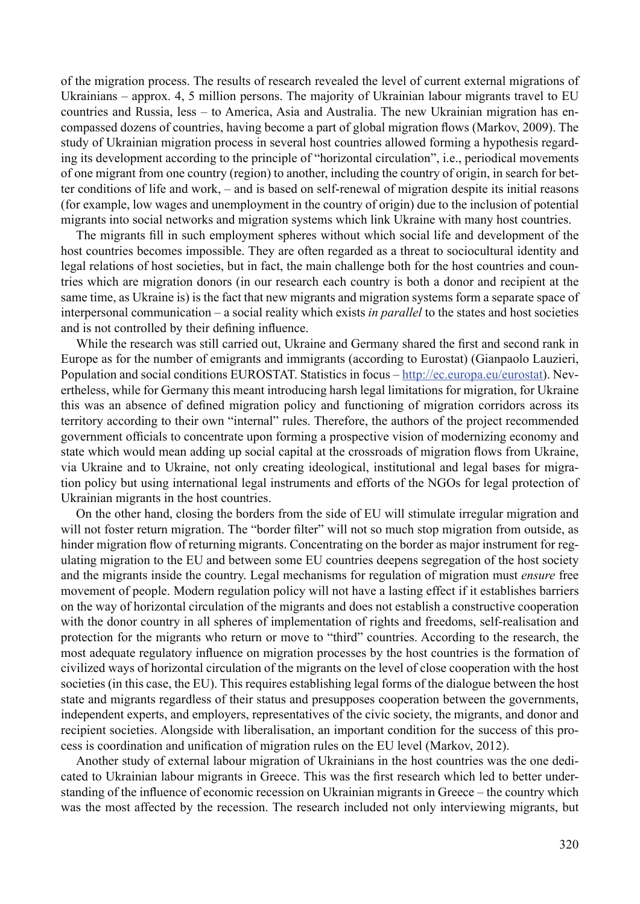of the migration process. The results of research revealed the level of current external migrations of Ukrainians – approx. 4, 5 million persons. The majority of Ukrainian labour migrants travel to EU countries and Russia, less – to America, Asia and Australia. The new Ukrainian migration has encompassed dozens of countries, having become a part of global migration flows (Markov, 2009). The study of Ukrainian migration process in several host countries allowed forming a hypothesis regarding its development according to the principle of "horizontal circulation", i.e., periodical movements of one migrant from one country (region) to another, including the country of origin, in search for better conditions of life and work, – and is based on self-renewal of migration despite its initial reasons (for example, low wages and unemployment in the country of origin) due to the inclusion of potential migrants into social networks and migration systems which link Ukraine with many host countries.

The migrants fill in such employment spheres without which social life and development of the host countries becomes impossible. They are often regarded as a threat to sociocultural identity and legal relations of host societies, but in fact, the main challenge both for the host countries and countries which are migration donors (in our research each country is both a donor and recipient at the same time, as Ukraine is) is the fact that new migrants and migration systems form a separate space of interpersonal communication – a social reality which exists *in parallel* to the states and host societies and is not controlled by their defining influence.

While the research was still carried out, Ukraine and Germany shared the first and second rank in Europe as for the number of emigrants and immigrants (according to Eurostat) (Gianpaolo Lauzieri, Population and social conditions EUROSTAT. Statistics in focus – http://ec.europa.eu/eurostat). Nevertheless, while for Germany this meant introducing harsh legal limitations for migration, for Ukraine this was an absence of defined migration policy and functioning of migration corridors across its territory according to their own "internal" rules. Therefore, the authors of the project recommended government officials to concentrate upon forming a prospective vision of modernizing economy and state which would mean adding up social capital at the crossroads of migration flows from Ukraine, via Ukraine and to Ukraine, not only creating ideological, institutional and legal bases for migration policy but using international legal instruments and efforts of the NGOs for legal protection of Ukrainian migrants in the host countries.

On the other hand, closing the borders from the side of EU will stimulate irregular migration and will not foster return migration. The "border filter" will not so much stop migration from outside, as hinder migration flow of returning migrants. Concentrating on the border as major instrument for regulating migration to the EU and between some EU countries deepens segregation of the host society and the migrants inside the country. Legal mechanisms for regulation of migration must *ensure* free movement of people. Modern regulation policy will not have a lasting effect if it establishes barriers on the way of horizontal circulation of the migrants and does not establish a constructive cooperation with the donor country in all spheres of implementation of rights and freedoms, self-realisation and protection for the migrants who return or move to "third" countries. According to the research, the most adequate regulatory influence on migration processes by the host countries is the formation of civilized ways of horizontal circulation of the migrants on the level of close cooperation with the host societies (in this case, the EU). This requires establishing legal forms of the dialogue between the host state and migrants regardless of their status and presupposes cooperation between the governments, independent experts, and employers, representatives of the civic society, the migrants, and donor and recipient societies. Alongside with liberalisation, an important condition for the success of this process is coordination and unification of migration rules on the EU level (Markov, 2012).

Another study of external labour migration of Ukrainians in the host countries was the one dedicated to Ukrainian labour migrants in Greece. This was the first research which led to better understanding of the influence of economic recession on Ukrainian migrants in Greece – the country which was the most affected by the recession. The research included not only interviewing migrants, but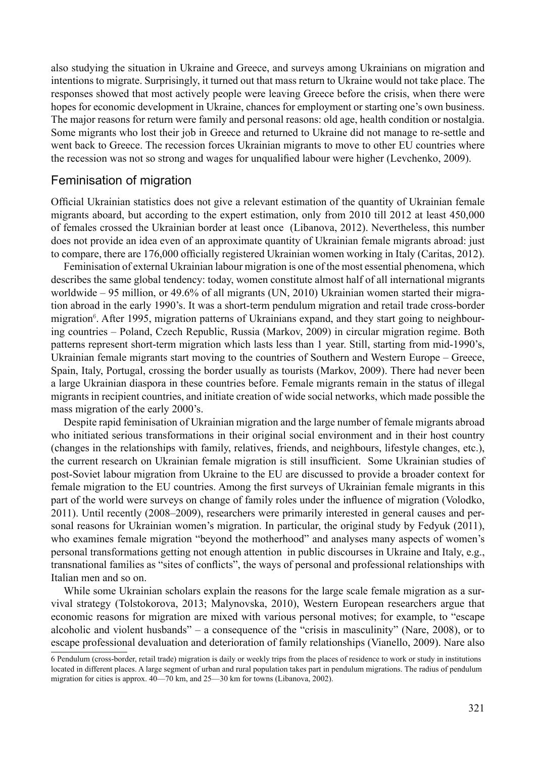also studying the situation in Ukraine and Greece, and surveys among Ukrainians on migration and intentions to migrate. Surprisingly, it turned out that mass return to Ukraine would not take place. The responses showed that most actively people were leaving Greece before the crisis, when there were hopes for economic development in Ukraine, chances for employment or starting one's own business. The major reasons for return were family and personal reasons: old age, health condition or nostalgia. Some migrants who lost their job in Greece and returned to Ukraine did not manage to re-settle and went back to Greece. The recession forces Ukrainian migrants to move to other EU countries where the recession was not so strong and wages for unqualified labour were higher (Levchenko, 2009).

## Feminisation of migration

Official Ukrainian statistics does not give a relevant estimation of the quantity of Ukrainian female migrants aboard, but according to the expert estimation, only from 2010 till 2012 at least 450,000 of females crossed the Ukrainian border at least once (Libanova, 2012). Nevertheless, this number does not provide an idea even of an approximate quantity of Ukrainian female migrants abroad: just to compare, there are 176,000 officially registered Ukrainian women working in Italy (Caritas, 2012).

Feminisation of external Ukrainian labour migration is one of the most essential phenomena, which describes the same global tendency: today, women constitute almost half of all international migrants worldwide – 95 million, or 49.6% of all migrants (UN, 2010) Ukrainian women started their migration abroad in the early 1990's. It was a short-term pendulum migration and retail trade cross-border migration[6]. After 1995, migration patterns of Ukrainians expand, and they start going to neighbouring countries – Poland, Czech Republic, Russia (Markov, 2009) in circular migration regime. Both patterns represent short-term migration which lasts less than 1 year. Still, starting from mid-1990's, Ukrainian female migrants start moving to the countries of Southern and Western Europe – Greece, Spain, Italy, Portugal, crossing the border usually as tourists (Markov, 2009). There had never been a large Ukrainian diaspora in these countries before. Female migrants remain in the status of illegal migrants in recipient countries, and initiate creation of wide social networks, which made possible the mass migration of the early 2000's.

Despite rapid feminisation of Ukrainian migration and the large number of female migrants abroad who initiated serious transformations in their original social environment and in their host country (changes in the relationships with family, relatives, friends, and neighbours, lifestyle changes, etc.), the current research on Ukrainian female migration is still insufficient. Some Ukrainian studies of post-Soviet labour migration from Ukraine to the EU are discussed to provide a broader context for female migration to the EU countries. Among the first surveys of Ukrainian female migrants in this part of the world were surveys on change of family roles under the influence of migration (Volodko, 2011). Until recently (2008–2009), researchers were primarily interested in general causes and personal reasons for Ukrainian women's migration. In particular, the original study by Fedyuk (2011), who examines female migration "beyond the motherhood" and analyses many aspects of women's personal transformations getting not enough attention in public discourses in Ukraine and Italy, e.g., transnational families as "sites of conflicts", the ways of personal and professional relationships with Italian men and so on.

While some Ukrainian scholars explain the reasons for the large scale female migration as a survival strategy (Tolstokorova, 2013; Malynovska, 2010), Western European researchers argue that economic reasons for migration are mixed with various personal motives; for example, to "escape alcoholic and violent husbands" – a consequence of the "crisis in masculinity" (Nare, 2008), or to escape professional devaluation and deterioration of family relationships (Vianello, 2009). Nare also

6 Pendulum (cross-border, retail trade) migration is daily or weekly trips from the places of residence to work or study in institutions located in different places. A large segment of urban and rural population takes part in pendulum migrations. The radius of pendulum migration for cities is approx. 40—70 km, and 25—30 km for towns (Libanova, 2002).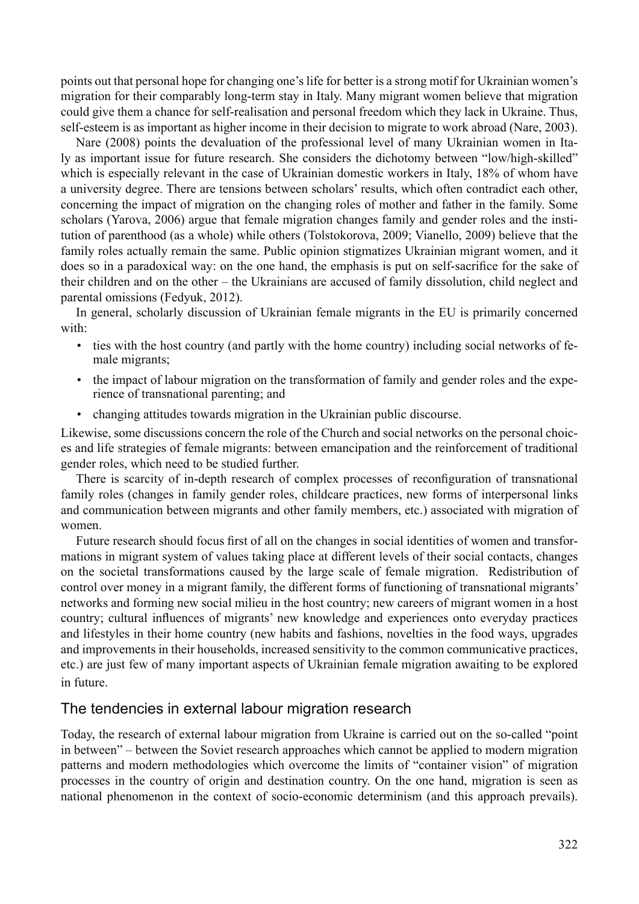points out that personal hope for changing one's life for better is a strong motif for Ukrainian women's migration for their comparably long-term stay in Italy. Many migrant women believe that migration could give them a chance for self-realisation and personal freedom which they lack in Ukraine. Thus, self-esteem is as important as higher income in their decision to migrate to work abroad (Nare, 2003).

Nare (2008) points the devaluation of the professional level of many Ukrainian women in Italy as important issue for future research. She considers the dichotomy between "low/high-skilled" which is especially relevant in the case of Ukrainian domestic workers in Italy, 18% of whom have a university degree. There are tensions between scholars' results, which often contradict each other, concerning the impact of migration on the changing roles of mother and father in the family. Some scholars (Yarova, 2006) argue that female migration changes family and gender roles and the institution of parenthood (as a whole) while others (Tolstokorova, 2009; Vianello, 2009) believe that the family roles actually remain the same. Public opinion stigmatizes Ukrainian migrant women, and it does so in a paradoxical way: on the one hand, the emphasis is put on self-sacrifice for the sake of their children and on the other – the Ukrainians are accused of family dissolution, child neglect and parental omissions (Fedyuk, 2012).

In general, scholarly discussion of Ukrainian female migrants in the EU is primarily concerned with:

- ties with the host country (and partly with the home country) including social networks of female migrants;
- the impact of labour migration on the transformation of family and gender roles and the experience of transnational parenting; and
- changing attitudes towards migration in the Ukrainian public discourse.

Likewise, some discussions concern the role of the Church and social networks on the personal choices and life strategies of female migrants: between emancipation and the reinforcement of traditional gender roles, which need to be studied further.

There is scarcity of in-depth research of complex processes of reconfiguration of transnational family roles (changes in family gender roles, childcare practices, new forms of interpersonal links and communication between migrants and other family members, etc.) associated with migration of women.

Future research should focus first of all on the changes in social identities of women and transformations in migrant system of values taking place at different levels of their social contacts, changes on the societal transformations caused by the large scale of female migration. Redistribution of control over money in a migrant family, the different forms of functioning of transnational migrants' networks and forming new social milieu in the host country; new careers of migrant women in a host country; cultural influences of migrants' new knowledge and experiences onto everyday practices and lifestyles in their home country (new habits and fashions, novelties in the food ways, upgrades and improvements in their households, increased sensitivity to the common communicative practices, etc.) are just few of many important aspects of Ukrainian female migration awaiting to be explored in future.

## The tendencies in external labour migration research

Today, the research of external labour migration from Ukraine is carried out on the so-called "point in between" – between the Soviet research approaches which cannot be applied to modern migration patterns and modern methodologies which overcome the limits of "container vision" of migration processes in the country of origin and destination country. On the one hand, migration is seen as national phenomenon in the context of socio-economic determinism (and this approach prevails).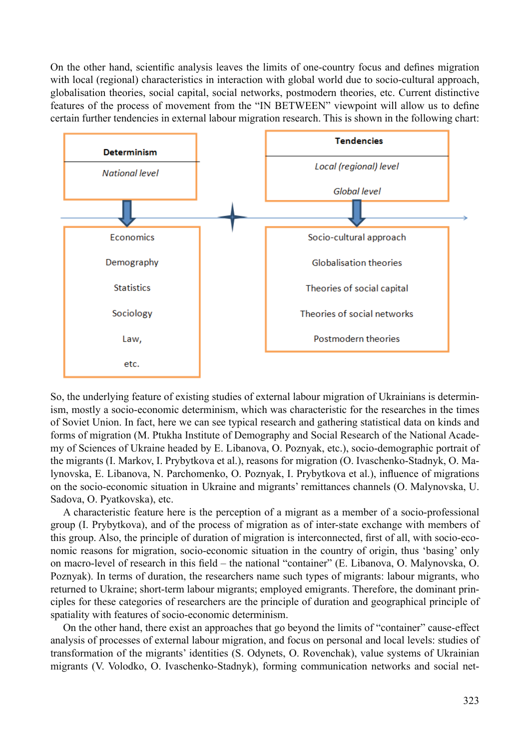On the other hand, scientific analysis leaves the limits of one-country focus and defines migration with local (regional) characteristics in interaction with global world due to socio-cultural approach, globalisation theories, social capital, social networks, postmodern theories, etc. Current distinctive features of the process of movement from the "IN BETWEEN" viewpoint will allow us to define certain further tendencies in external labour migration research. This is shown in the following chart:

| **Determinism** | **Tendencies** |
|---|---|
| *National level* | *Local (regional) level*<br>*Global level* |
| Economics<br>Demography<br>Statistics<br>Sociology<br>Law,<br>etc. | Socio-cultural approach<br>Globalisation theories<br>Theories of social capital<br>Theories of social networks<br>Postmodern theories |

So, the underlying feature of existing studies of external labour migration of Ukrainians is determinism, mostly a socio-economic determinism, which was characteristic for the researches in the times of Soviet Union. In fact, here we can see typical research and gathering statistical data on kinds and forms of migration (M. Ptukha Institute of Demography and Social Research of the National Academy of Sciences of Ukraine headed by E. Libanova, O. Poznyak, etc.), socio-demographic portrait of the migrants (I. Markov, I. Prybytkova et al.), reasons for migration (O. Ivaschenko-Stadnyk, O. Malynovska, E. Libanova, N. Parchomenko, O. Poznyak, I. Prybytkova et al.), influence of migrations on the socio-economic situation in Ukraine and migrants' remittances channels (O. Malynovska, U. Sadova, O. Pyatkovska), etc.

A characteristic feature here is the perception of a migrant as a member of a socio-professional group (I. Prybytkova), and of the process of migration as of inter-state exchange with members of this group. Also, the principle of duration of migration is interconnected, first of all, with socio-economic reasons for migration, socio-economic situation in the country of origin, thus 'basing' only on macro-level of research in this field – the national "container" (E. Libanova, O. Malynovska, O. Poznyak). In terms of duration, the researchers name such types of migrants: labour migrants, who returned to Ukraine; short-term labour migrants; employed emigrants. Therefore, the dominant principles for these categories of researchers are the principle of duration and geographical principle of spatiality with features of socio-economic determinism.

On the other hand, there exist an approaches that go beyond the limits of "container" cause-effect analysis of processes of external labour migration, and focus on personal and local levels: studies of transformation of the migrants' identities (S. Odynets, O. Rovenchak), value systems of Ukrainian migrants (V. Volodko, O. Ivaschenko-Stadnyk), forming communication networks and social net-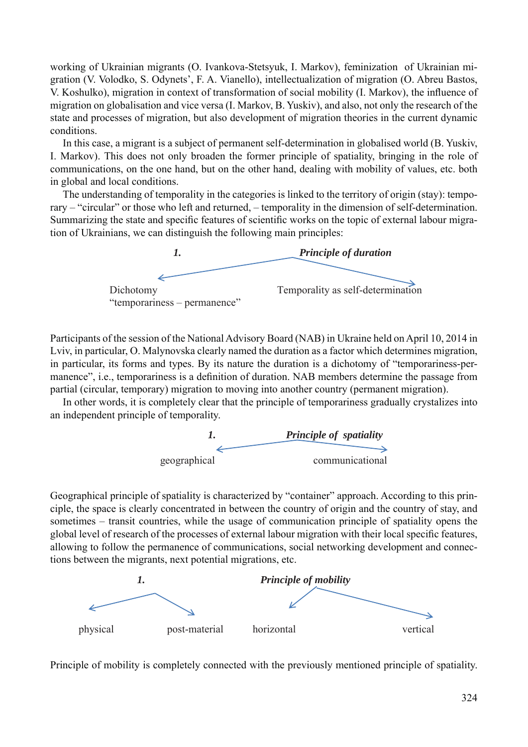working of Ukrainian migrants (O. Ivankova-Stetsyuk, I. Markov), feminization of Ukrainian migration (V. Volodko, S. Odynets', F. A. Vianello), intellectualization of migration (O. Abreu Bastos, V. Koshulko), migration in context of transformation of social mobility (I. Markov), the influence of migration on globalisation and vice versa (I. Markov, B. Yuskiv), and also, not only the research of the state and processes of migration, but also development of migration theories in the current dynamic conditions.

In this case, a migrant is a subject of permanent self-determination in globalised world (B. Yuskiv, I. Markov). This does not only broaden the former principle of spatiality, bringing in the role of communications, on the one hand, but on the other hand, dealing with mobility of values, etc. both in global and local conditions.

The understanding of temporality in the categories is linked to the territory of origin (stay): temporary – "circular" or those who left and returned, – temporality in the dimension of self-determination. Summarizing the state and specific features of scientific works on the topic of external labour migration of Ukrainians, we can distinguish the following main principles:

***1. Principle of duration***

- Dichotomy "temporariness – permanence"
- Temporality as self-determination

Participants of the session of the National Advisory Board (NAB) in Ukraine held on April 10, 2014 in Lviv, in particular, O. Malynovska clearly named the duration as a factor which determines migration, in particular, its forms and types. By its nature the duration is a dichotomy of "temporariness-permanence", i.e., temporariness is a definition of duration. NAB members determine the passage from partial (circular, temporary) migration to moving into another country (permanent migration).

In other words, it is completely clear that the principle of temporariness gradually crystalizes into an independent principle of temporality.

***1. Principle of spatiality***

- geographical
- communicational

Geographical principle of spatiality is characterized by "container" approach. According to this principle, the space is clearly concentrated in between the country of origin and the country of stay, and sometimes – transit countries, while the usage of communication principle of spatiality opens the global level of research of the processes of external labour migration with their local specific features, allowing to follow the permanence of communications, social networking development and connections between the migrants, next potential migrations, etc.

***1. Principle of mobility***

- physical
- post-material
- horizontal
- vertical

Principle of mobility is completely connected with the previously mentioned principle of spatiality.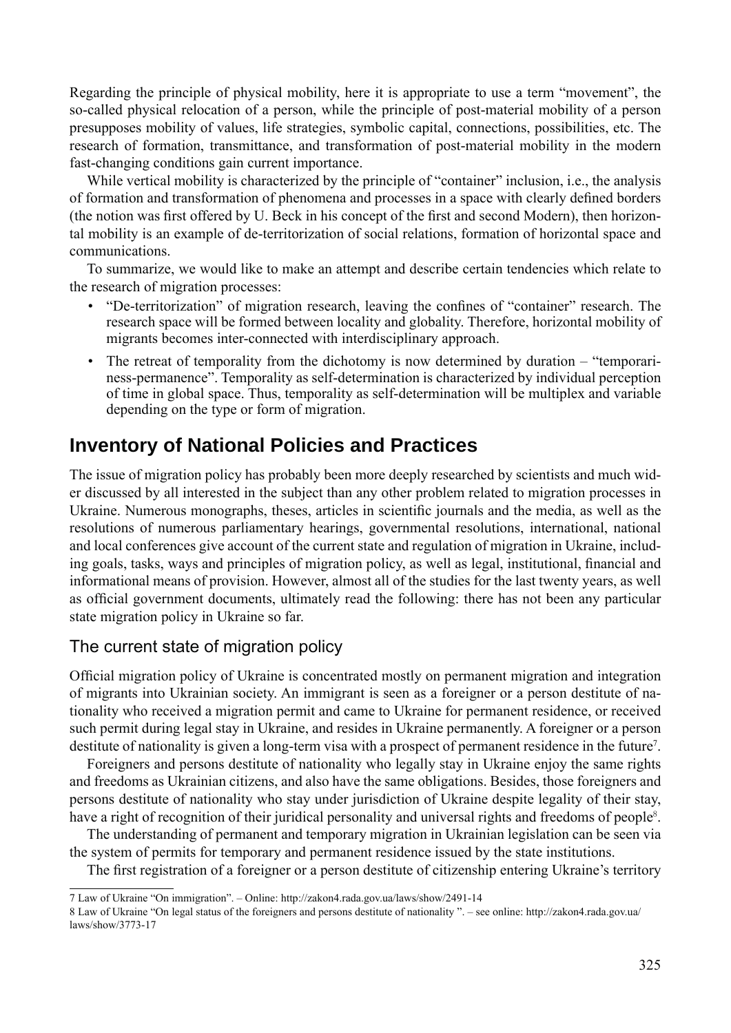Regarding the principle of physical mobility, here it is appropriate to use a term "movement", the so-called physical relocation of a person, while the principle of post-material mobility of a person presupposes mobility of values, life strategies, symbolic capital, connections, possibilities, etc. The research of formation, transmittance, and transformation of post-material mobility in the modern fast-changing conditions gain current importance.

While vertical mobility is characterized by the principle of "container" inclusion, i.e., the analysis of formation and transformation of phenomena and processes in a space with clearly defined borders (the notion was first offered by U. Beck in his concept of the first and second Modern), then horizontal mobility is an example of de-territorization of social relations, formation of horizontal space and communications.

To summarize, we would like to make an attempt and describe certain tendencies which relate to the research of migration processes:

- "De-territorization" of migration research, leaving the confines of "container" research. The research space will be formed between locality and globality. Therefore, horizontal mobility of migrants becomes inter-connected with interdisciplinary approach.
- The retreat of temporality from the dichotomy is now determined by duration – "temporariness-permanence". Temporality as self-determination is characterized by individual perception of time in global space. Thus, temporality as self-determination will be multiplex and variable depending on the type or form of migration.

## Inventory of National Policies and Practices

The issue of migration policy has probably been more deeply researched by scientists and much wider discussed by all interested in the subject than any other problem related to migration processes in Ukraine. Numerous monographs, theses, articles in scientific journals and the media, as well as the resolutions of numerous parliamentary hearings, governmental resolutions, international, national and local conferences give account of the current state and regulation of migration in Ukraine, including goals, tasks, ways and principles of migration policy, as well as legal, institutional, financial and informational means of provision. However, almost all of the studies for the last twenty years, as well as official government documents, ultimately read the following: there has not been any particular state migration policy in Ukraine so far.

### The current state of migration policy

Official migration policy of Ukraine is concentrated mostly on permanent migration and integration of migrants into Ukrainian society. An immigrant is seen as a foreigner or a person destitute of nationality who received a migration permit and came to Ukraine for permanent residence, or received such permit during legal stay in Ukraine, and resides in Ukraine permanently. A foreigner or a person destitute of nationality is given a long-term visa with a prospect of permanent residence in the future[7].

Foreigners and persons destitute of nationality who legally stay in Ukraine enjoy the same rights and freedoms as Ukrainian citizens, and also have the same obligations. Besides, those foreigners and persons destitute of nationality who stay under jurisdiction of Ukraine despite legality of their stay, have a right of recognition of their juridical personality and universal rights and freedoms of people[8].

The understanding of permanent and temporary migration in Ukrainian legislation can be seen via the system of permits for temporary and permanent residence issued by the state institutions.

The first registration of a foreigner or a person destitute of citizenship entering Ukraine's territory

---

7 Law of Ukraine "On immigration". – Online: http://zakon4.rada.gov.ua/laws/show/2491-14

8 Law of Ukraine "On legal status of the foreigners and persons destitute of nationality ". – see online: http://zakon4.rada.gov.ua/laws/show/3773-17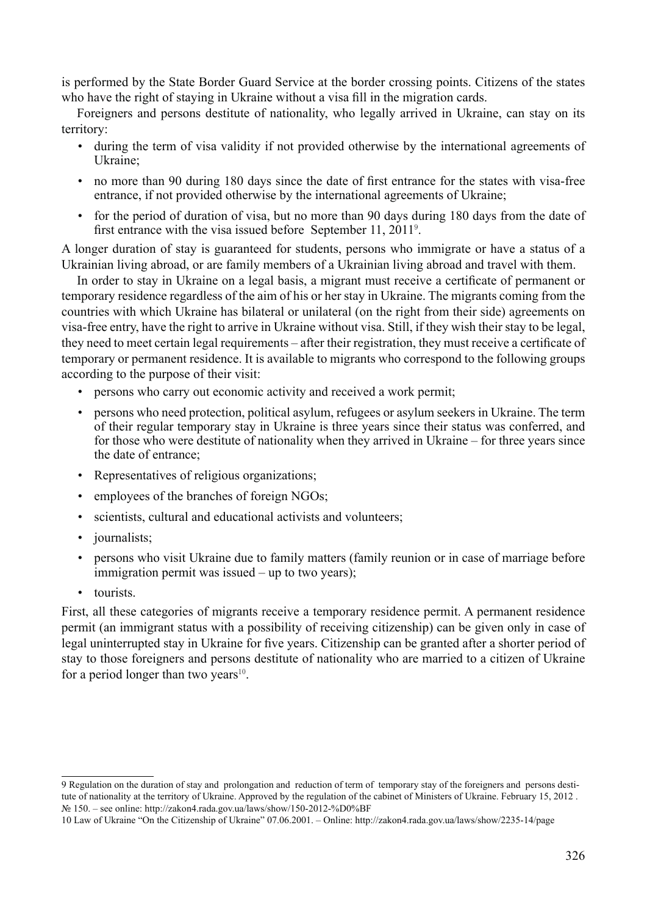is performed by the State Border Guard Service at the border crossing points. Citizens of the states who have the right of staying in Ukraine without a visa fill in the migration cards.

Foreigners and persons destitute of nationality, who legally arrived in Ukraine, can stay on its territory:

- during the term of visa validity if not provided otherwise by the international agreements of Ukraine;
- no more than 90 during 180 days since the date of first entrance for the states with visa-free entrance, if not provided otherwise by the international agreements of Ukraine;
- for the period of duration of visa, but no more than 90 days during 180 days from the date of first entrance with the visa issued before September 11, 2011[9].

A longer duration of stay is guaranteed for students, persons who immigrate or have a status of a Ukrainian living abroad, or are family members of a Ukrainian living abroad and travel with them.

In order to stay in Ukraine on a legal basis, a migrant must receive a certificate of permanent or temporary residence regardless of the aim of his or her stay in Ukraine. The migrants coming from the countries with which Ukraine has bilateral or unilateral (on the right from their side) agreements on visa-free entry, have the right to arrive in Ukraine without visa. Still, if they wish their stay to be legal, they need to meet certain legal requirements – after their registration, they must receive a certificate of temporary or permanent residence. It is available to migrants who correspond to the following groups according to the purpose of their visit:

- persons who carry out economic activity and received a work permit;
- persons who need protection, political asylum, refugees or asylum seekers in Ukraine. The term of their regular temporary stay in Ukraine is three years since their status was conferred, and for those who were destitute of nationality when they arrived in Ukraine – for three years since the date of entrance;
- Representatives of religious organizations;
- employees of the branches of foreign NGOs;
- scientists, cultural and educational activists and volunteers;
- journalists;
- persons who visit Ukraine due to family matters (family reunion or in case of marriage before immigration permit was issued – up to two years);
- tourists.

First, all these categories of migrants receive a temporary residence permit. A permanent residence permit (an immigrant status with a possibility of receiving citizenship) can be given only in case of legal uninterrupted stay in Ukraine for five years. Citizenship can be granted after a shorter period of stay to those foreigners and persons destitute of nationality who are married to a citizen of Ukraine for a period longer than two years[10].

---

9 Regulation on the duration of stay and prolongation and reduction of term of temporary stay of the foreigners and persons destitute of nationality at the territory of Ukraine. Approved by the regulation of the cabinet of Ministers of Ukraine. February 15, 2012 . № 150. – see online: http://zakon4.rada.gov.ua/laws/show/150-2012-%D0%BF

10 Law of Ukraine "On the Citizenship of Ukraine" 07.06.2001. – Online: http://zakon4.rada.gov.ua/laws/show/2235-14/page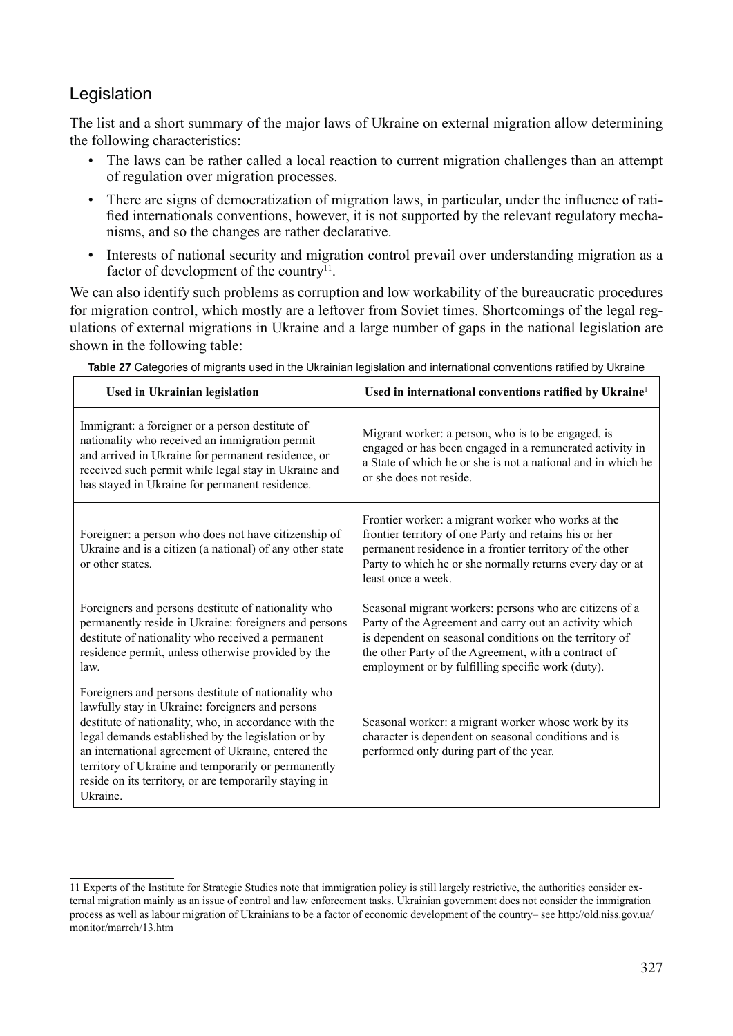## Legislation

The list and a short summary of the major laws of Ukraine on external migration allow determining the following characteristics:

- The laws can be rather called a local reaction to current migration challenges than an attempt of regulation over migration processes.
- There are signs of democratization of migration laws, in particular, under the influence of ratified internationals conventions, however, it is not supported by the relevant regulatory mechanisms, and so the changes are rather declarative.
- Interests of national security and migration control prevail over understanding migration as a factor of development of the country[11].

We can also identify such problems as corruption and low workability of the bureaucratic procedures for migration control, which mostly are a leftover from Soviet times. Shortcomings of the legal regulations of external migrations in Ukraine and a large number of gaps in the national legislation are shown in the following table:

**Table 27** Categories of migrants used in the Ukrainian legislation and international conventions ratified by Ukraine

| Used in Ukrainian legislation | Used in international conventions ratified by Ukraine[1] |
|---|---|
| Immigrant: a foreigner or a person destitute of nationality who received an immigration permit and arrived in Ukraine for permanent residence, or received such permit while legal stay in Ukraine and has stayed in Ukraine for permanent residence. | Migrant worker: a person, who is to be engaged, is engaged or has been engaged in a remunerated activity in a State of which he or she is not a national and in which he or she does not reside. |
| Foreigner: a person who does not have citizenship of Ukraine and is a citizen (a national) of any other state or other states. | Frontier worker: a migrant worker who works at the frontier territory of one Party and retains his or her permanent residence in a frontier territory of the other Party to which he or she normally returns every day or at least once a week. |
| Foreigners and persons destitute of nationality who permanently reside in Ukraine: foreigners and persons destitute of nationality who received a permanent residence permit, unless otherwise provided by the law. | Seasonal migrant workers: persons who are citizens of a Party of the Agreement and carry out an activity which is dependent on seasonal conditions on the territory of the other Party of the Agreement, with a contract of employment or by fulfilling specific work (duty). |
| Foreigners and persons destitute of nationality who lawfully stay in Ukraine: foreigners and persons destitute of nationality, who, in accordance with the legal demands established by the legislation or by an international agreement of Ukraine, entered the territory of Ukraine and temporarily or permanently reside on its territory, or are temporarily staying in Ukraine. | Seasonal worker: a migrant worker whose work by its character is dependent on seasonal conditions and is performed only during part of the year. |

11 Experts of the Institute for Strategic Studies note that immigration policy is still largely restrictive, the authorities consider external migration mainly as an issue of control and law enforcement tasks. Ukrainian government does not consider the immigration process as well as labour migration of Ukrainians to be a factor of economic development of the country– see http://old.niss.gov.ua/monitor/marrch/13.htm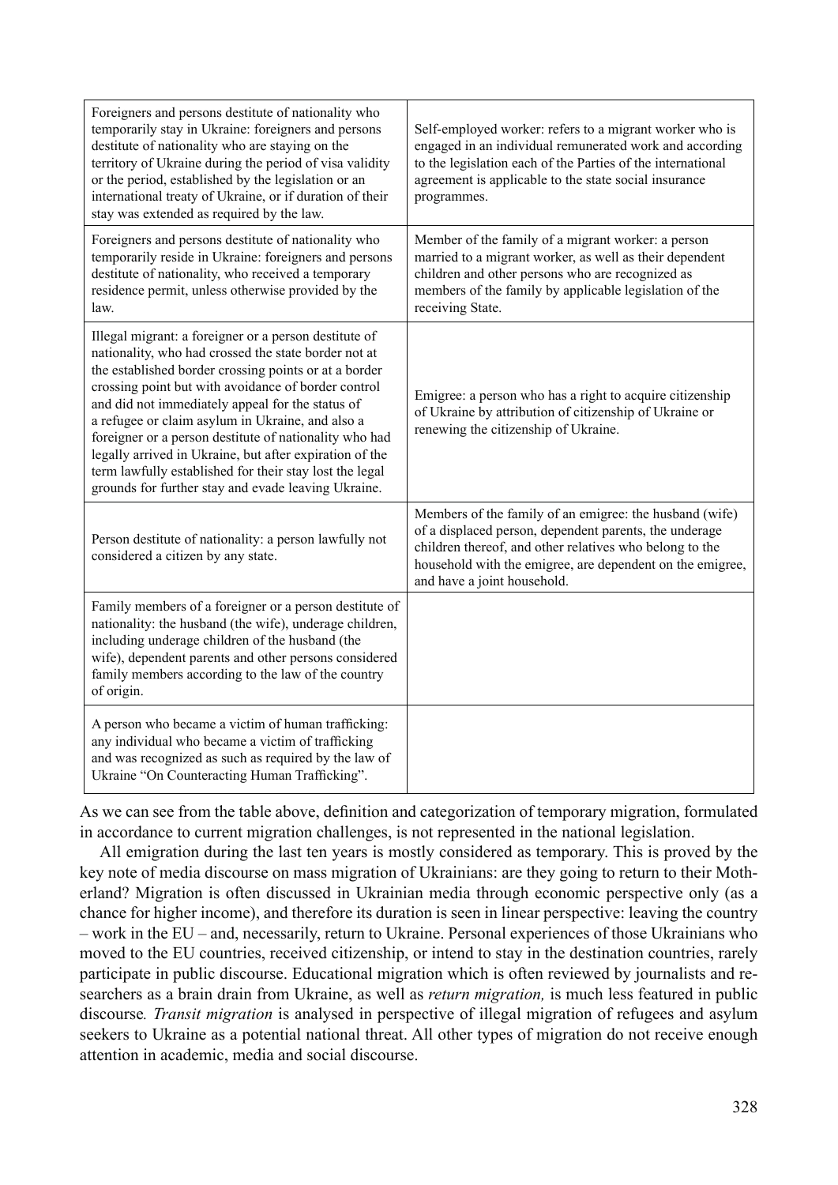| | |
|---|---|
| Foreigners and persons destitute of nationality who temporarily stay in Ukraine: foreigners and persons destitute of nationality who are staying on the territory of Ukraine during the period of visa validity or the period, established by the legislation or an international treaty of Ukraine, or if duration of their stay was extended as required by the law. | Self-employed worker: refers to a migrant worker who is engaged in an individual remunerated work and according to the legislation each of the Parties of the international agreement is applicable to the state social insurance programmes. |
| Foreigners and persons destitute of nationality who temporarily reside in Ukraine: foreigners and persons destitute of nationality, who received a temporary residence permit, unless otherwise provided by the law. | Member of the family of a migrant worker: a person married to a migrant worker, as well as their dependent children and other persons who are recognized as members of the family by applicable legislation of the receiving State. |
| Illegal migrant: a foreigner or a person destitute of nationality, who had crossed the state border not at the established border crossing points or at a border crossing point but with avoidance of border control and did not immediately appeal for the status of a refugee or claim asylum in Ukraine, and also a foreigner or a person destitute of nationality who had legally arrived in Ukraine, but after expiration of the term lawfully established for their stay lost the legal grounds for further stay and evade leaving Ukraine. | Emigree: a person who has a right to acquire citizenship of Ukraine by attribution of citizenship of Ukraine or renewing the citizenship of Ukraine. |
| Person destitute of nationality: a person lawfully not considered a citizen by any state. | Members of the family of an emigree: the husband (wife) of a displaced person, dependent parents, the underage children thereof, and other relatives who belong to the household with the emigree, are dependent on the emigree, and have a joint household. |
| Family members of a foreigner or a person destitute of nationality: the husband (the wife), underage children, including underage children of the husband (the wife), dependent parents and other persons considered family members according to the law of the country of origin. | |
| A person who became a victim of human trafficking: any individual who became a victim of trafficking and was recognized as such as required by the law of Ukraine "On Counteracting Human Trafficking". | |

As we can see from the table above, definition and categorization of temporary migration, formulated in accordance to current migration challenges, is not represented in the national legislation.

All emigration during the last ten years is mostly considered as temporary. This is proved by the key note of media discourse on mass migration of Ukrainians: are they going to return to their Motherland? Migration is often discussed in Ukrainian media through economic perspective only (as a chance for higher income), and therefore its duration is seen in linear perspective: leaving the country – work in the EU – and, necessarily, return to Ukraine. Personal experiences of those Ukrainians who moved to the EU countries, received citizenship, or intend to stay in the destination countries, rarely participate in public discourse. Educational migration which is often reviewed by journalists and researchers as a brain drain from Ukraine, as well as *return migration,* is much less featured in public discourse*. Transit migration* is analysed in perspective of illegal migration of refugees and asylum seekers to Ukraine as a potential national threat. All other types of migration do not receive enough attention in academic, media and social discourse.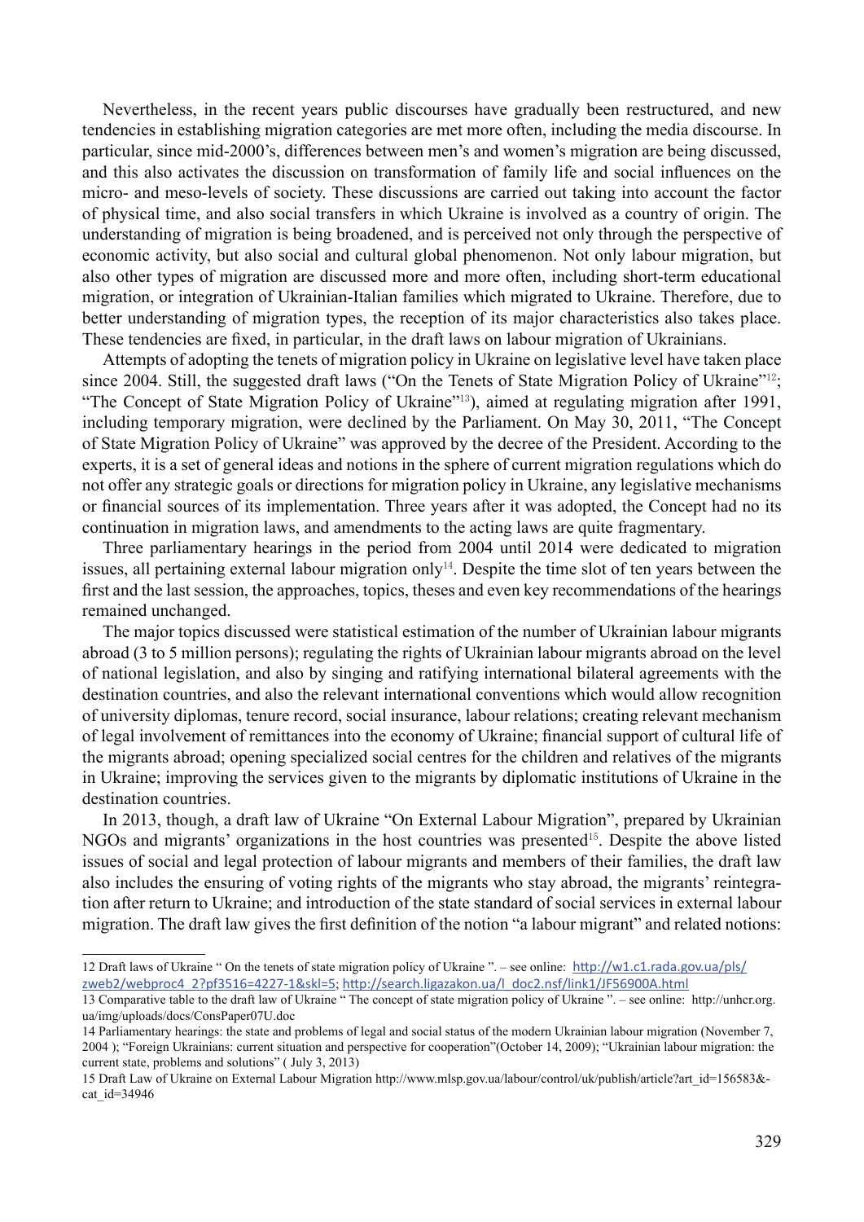Nevertheless, in the recent years public discourses have gradually been restructured, and new tendencies in establishing migration categories are met more often, including the media discourse. In particular, since mid-2000's, differences between men's and women's migration are being discussed, and this also activates the discussion on transformation of family life and social influences on the micro- and meso-levels of society. These discussions are carried out taking into account the factor of physical time, and also social transfers in which Ukraine is involved as a country of origin. The understanding of migration is being broadened, and is perceived not only through the perspective of economic activity, but also social and cultural global phenomenon. Not only labour migration, but also other types of migration are discussed more and more often, including short-term educational migration, or integration of Ukrainian-Italian families which migrated to Ukraine. Therefore, due to better understanding of migration types, the reception of its major characteristics also takes place. These tendencies are fixed, in particular, in the draft laws on labour migration of Ukrainians.

Attempts of adopting the tenets of migration policy in Ukraine on legislative level have taken place since 2004. Still, the suggested draft laws ("On the Tenets of State Migration Policy of Ukraine"[12]; "The Concept of State Migration Policy of Ukraine"[13]), aimed at regulating migration after 1991, including temporary migration, were declined by the Parliament. On May 30, 2011, "The Concept of State Migration Policy of Ukraine" was approved by the decree of the President. According to the experts, it is a set of general ideas and notions in the sphere of current migration regulations which do not offer any strategic goals or directions for migration policy in Ukraine, any legislative mechanisms or financial sources of its implementation. Three years after it was adopted, the Concept had no its continuation in migration laws, and amendments to the acting laws are quite fragmentary.

Three parliamentary hearings in the period from 2004 until 2014 were dedicated to migration issues, all pertaining external labour migration only[14]. Despite the time slot of ten years between the first and the last session, the approaches, topics, theses and even key recommendations of the hearings remained unchanged.

The major topics discussed were statistical estimation of the number of Ukrainian labour migrants abroad (3 to 5 million persons); regulating the rights of Ukrainian labour migrants abroad on the level of national legislation, and also by singing and ratifying international bilateral agreements with the destination countries, and also the relevant international conventions which would allow recognition of university diplomas, tenure record, social insurance, labour relations; creating relevant mechanism of legal involvement of remittances into the economy of Ukraine; financial support of cultural life of the migrants abroad; opening specialized social centres for the children and relatives of the migrants in Ukraine; improving the services given to the migrants by diplomatic institutions of Ukraine in the destination countries.

In 2013, though, a draft law of Ukraine "On External Labour Migration", prepared by Ukrainian NGOs and migrants' organizations in the host countries was presented[15]. Despite the above listed issues of social and legal protection of labour migrants and members of their families, the draft law also includes the ensuring of voting rights of the migrants who stay abroad, the migrants' reintegration after return to Ukraine; and introduction of the state standard of social services in external labour migration. The draft law gives the first definition of the notion "a labour migrant" and related notions:

---

12 Draft laws of Ukraine " On the tenets of state migration policy of Ukraine ". – see online: http://w1.c1.rada.gov.ua/pls/zweb2/webproc4_2?pf3516=4227-1&skl=5; http://search.ligazakon.ua/l_doc2.nsf/link1/JF56900A.html

13 Comparative table to the draft law of Ukraine " The concept of state migration policy of Ukraine ". – see online: http://unhcr.org.ua/img/uploads/docs/ConsPaper07U.doc

14 Parliamentary hearings: the state and problems of legal and social status of the modern Ukrainian labour migration (November 7, 2004 ); "Foreign Ukrainians: current situation and perspective for cooperation"(October 14, 2009); "Ukrainian labour migration: the current state, problems and solutions" ( July 3, 2013)

15 Draft Law of Ukraine on External Labour Migration http://www.mlsp.gov.ua/labour/control/uk/publish/article?art_id=156583&cat_id=34946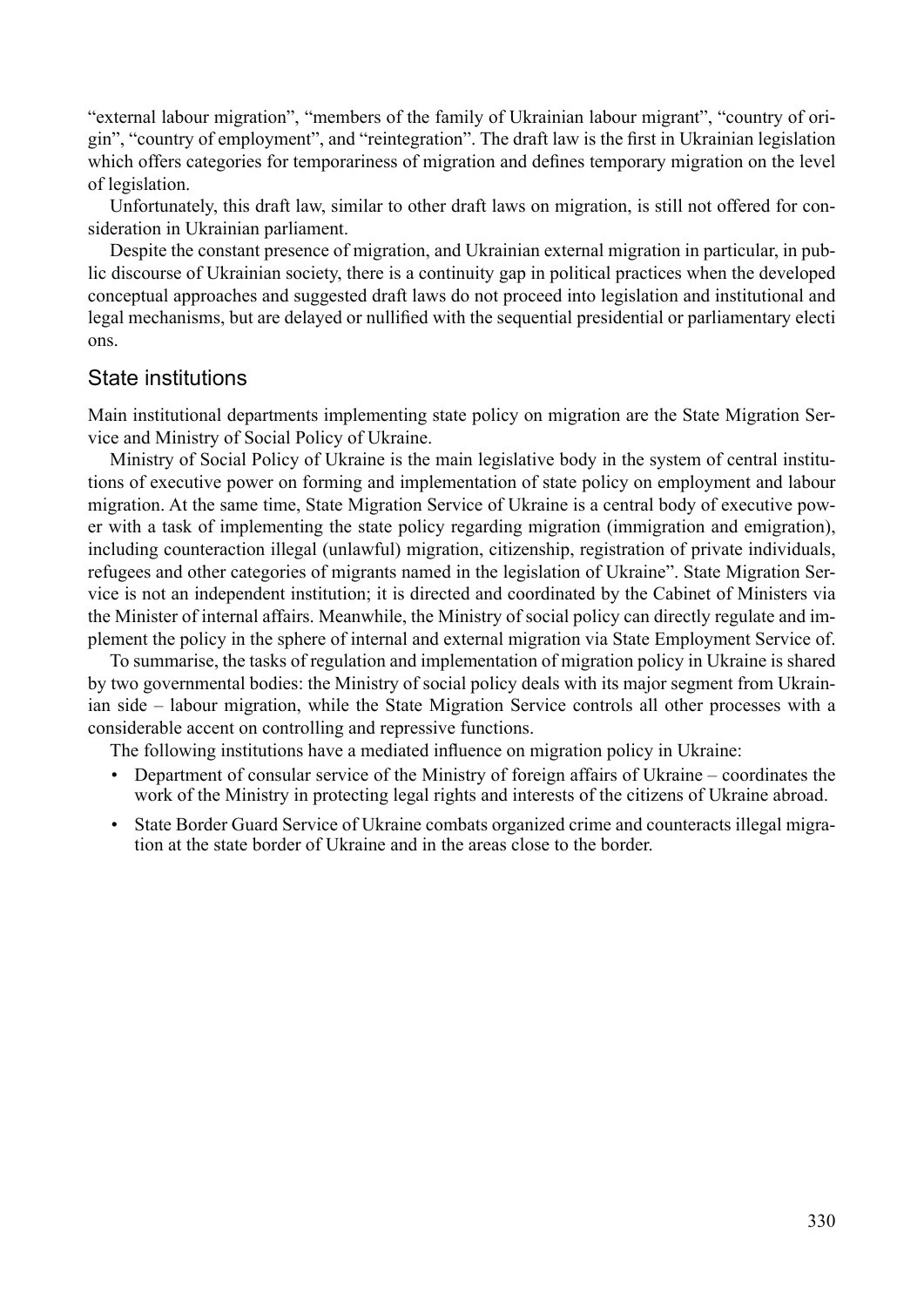"external labour migration", "members of the family of Ukrainian labour migrant", "country of origin", "country of employment", and "reintegration". The draft law is the first in Ukrainian legislation which offers categories for temporariness of migration and defines temporary migration on the level of legislation.

Unfortunately, this draft law, similar to other draft laws on migration, is still not offered for consideration in Ukrainian parliament.

Despite the constant presence of migration, and Ukrainian external migration in particular, in public discourse of Ukrainian society, there is a continuity gap in political practices when the developed conceptual approaches and suggested draft laws do not proceed into legislation and institutional and legal mechanisms, but are delayed or nullified with the sequential presidential or parliamentary electi ons.

## State institutions

Main institutional departments implementing state policy on migration are the State Migration Service and Ministry of Social Policy of Ukraine.

Ministry of Social Policy of Ukraine is the main legislative body in the system of central institutions of executive power on forming and implementation of state policy on employment and labour migration. At the same time, State Migration Service of Ukraine is a central body of executive power with a task of implementing the state policy regarding migration (immigration and emigration), including counteraction illegal (unlawful) migration, citizenship, registration of private individuals, refugees and other categories of migrants named in the legislation of Ukraine". State Migration Service is not an independent institution; it is directed and coordinated by the Cabinet of Ministers via the Minister of internal affairs. Meanwhile, the Ministry of social policy can directly regulate and implement the policy in the sphere of internal and external migration via State Employment Service of.

To summarise, the tasks of regulation and implementation of migration policy in Ukraine is shared by two governmental bodies: the Ministry of social policy deals with its major segment from Ukrainian side – labour migration, while the State Migration Service controls all other processes with a considerable accent on controlling and repressive functions.

The following institutions have a mediated influence on migration policy in Ukraine:

- Department of consular service of the Ministry of foreign affairs of Ukraine – coordinates the work of the Ministry in protecting legal rights and interests of the citizens of Ukraine abroad.
- State Border Guard Service of Ukraine combats organized crime and counteracts illegal migration at the state border of Ukraine and in the areas close to the border.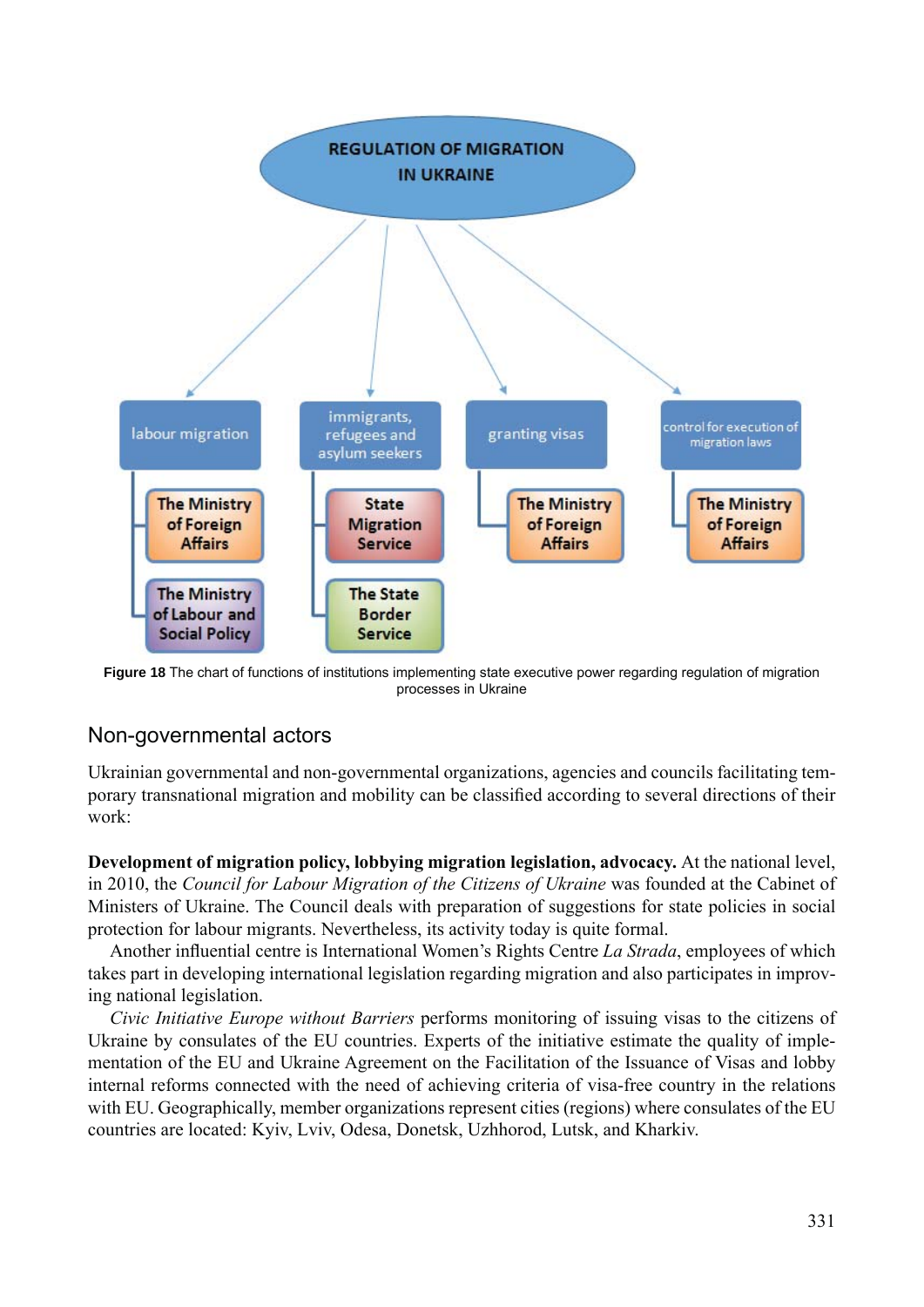REGULATION OF MIGRATION IN UKRAINE

- labour migration
  - The Ministry of Foreign Affairs
  - The Ministry of Labour and Social Policy
- immigrants, refugees and asylum seekers
  - State Migration Service
  - The State Border Service
- granting visas
  - The Ministry of Foreign Affairs
- control for execution of migration laws
  - The Ministry of Foreign Affairs

**Figure 18** The chart of functions of institutions implementing state executive power regarding regulation of migration processes in Ukraine

## Non-governmental actors

Ukrainian governmental and non-governmental organizations, agencies and councils facilitating temporary transnational migration and mobility can be classified according to several directions of their work:

**Development of migration policy, lobbying migration legislation, advocacy.** At the national level, in 2010, the *Council for Labour Migration of the Citizens of Ukraine* was founded at the Cabinet of Ministers of Ukraine. The Council deals with preparation of suggestions for state policies in social protection for labour migrants. Nevertheless, its activity today is quite formal.

Another influential centre is International Women's Rights Centre *La Strada*, employees of which takes part in developing international legislation regarding migration and also participates in improving national legislation.

*Civic Initiative Europe without Barriers* performs monitoring of issuing visas to the citizens of Ukraine by consulates of the EU countries. Experts of the initiative estimate the quality of implementation of the EU and Ukraine Agreement on the Facilitation of the Issuance of Visas and lobby internal reforms connected with the need of achieving criteria of visa-free country in the relations with EU. Geographically, member organizations represent cities (regions) where consulates of the EU countries are located: Kyiv, Lviv, Odesa, Donetsk, Uzhhorod, Lutsk, and Kharkiv.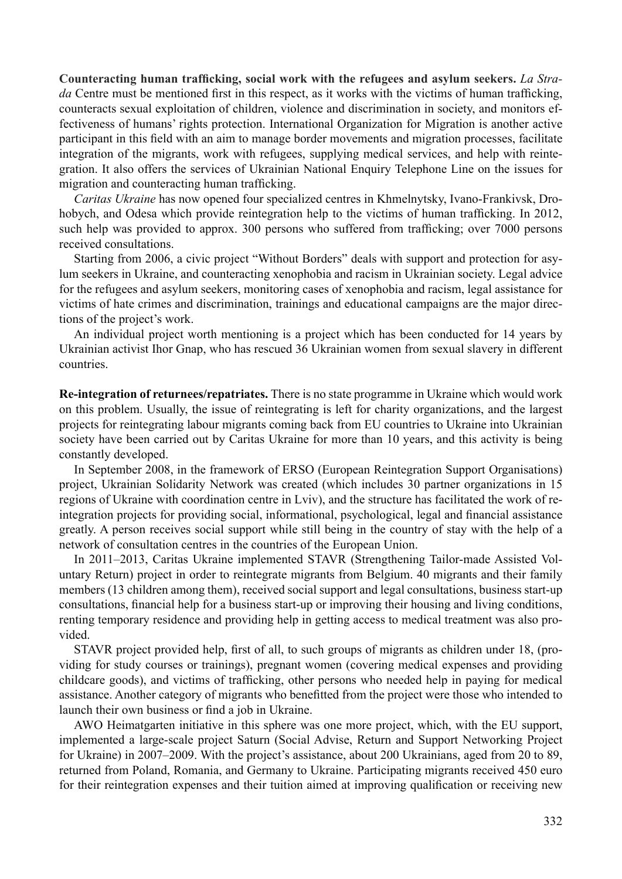**Counteracting human trafficking, social work with the refugees and asylum seekers.** *La Strada* Centre must be mentioned first in this respect, as it works with the victims of human trafficking, counteracts sexual exploitation of children, violence and discrimination in society, and monitors effectiveness of humans' rights protection. International Organization for Migration is another active participant in this field with an aim to manage border movements and migration processes, facilitate integration of the migrants, work with refugees, supplying medical services, and help with reintegration. It also offers the services of Ukrainian National Enquiry Telephone Line on the issues for migration and counteracting human trafficking.

*Caritas Ukraine* has now opened four specialized centres in Khmelnytsky, Ivano-Frankivsk, Drohobych, and Odesa which provide reintegration help to the victims of human trafficking. In 2012, such help was provided to approx. 300 persons who suffered from trafficking; over 7000 persons received consultations.

Starting from 2006, a civic project "Without Borders" deals with support and protection for asylum seekers in Ukraine, and counteracting xenophobia and racism in Ukrainian society. Legal advice for the refugees and asylum seekers, monitoring cases of xenophobia and racism, legal assistance for victims of hate crimes and discrimination, trainings and educational campaigns are the major directions of the project's work.

An individual project worth mentioning is a project which has been conducted for 14 years by Ukrainian activist Ihor Gnap, who has rescued 36 Ukrainian women from sexual slavery in different countries.

**Re-integration of returnees/repatriates.** There is no state programme in Ukraine which would work on this problem. Usually, the issue of reintegrating is left for charity organizations, and the largest projects for reintegrating labour migrants coming back from EU countries to Ukraine into Ukrainian society have been carried out by Caritas Ukraine for more than 10 years, and this activity is being constantly developed.

In September 2008, in the framework of ERSO (European Reintegration Support Organisations) project, Ukrainian Solidarity Network was created (which includes 30 partner organizations in 15 regions of Ukraine with coordination centre in Lviv), and the structure has facilitated the work of reintegration projects for providing social, informational, psychological, legal and financial assistance greatly. A person receives social support while still being in the country of stay with the help of a network of consultation centres in the countries of the European Union.

In 2011–2013, Caritas Ukraine implemented STAVR (Strengthening Tailor-made Assisted Voluntary Return) project in order to reintegrate migrants from Belgium. 40 migrants and their family members (13 children among them), received social support and legal consultations, business start-up consultations, financial help for a business start-up or improving their housing and living conditions, renting temporary residence and providing help in getting access to medical treatment was also provided.

STAVR project provided help, first of all, to such groups of migrants as children under 18, (providing for study courses or trainings), pregnant women (covering medical expenses and providing childcare goods), and victims of trafficking, other persons who needed help in paying for medical assistance. Another category of migrants who benefitted from the project were those who intended to launch their own business or find a job in Ukraine.

AWO Heimatgarten initiative in this sphere was one more project, which, with the EU support, implemented a large-scale project Saturn (Social Advise, Return and Support Networking Project for Ukraine) in 2007–2009. With the project's assistance, about 200 Ukrainians, aged from 20 to 89, returned from Poland, Romania, and Germany to Ukraine. Participating migrants received 450 euro for their reintegration expenses and their tuition aimed at improving qualification or receiving new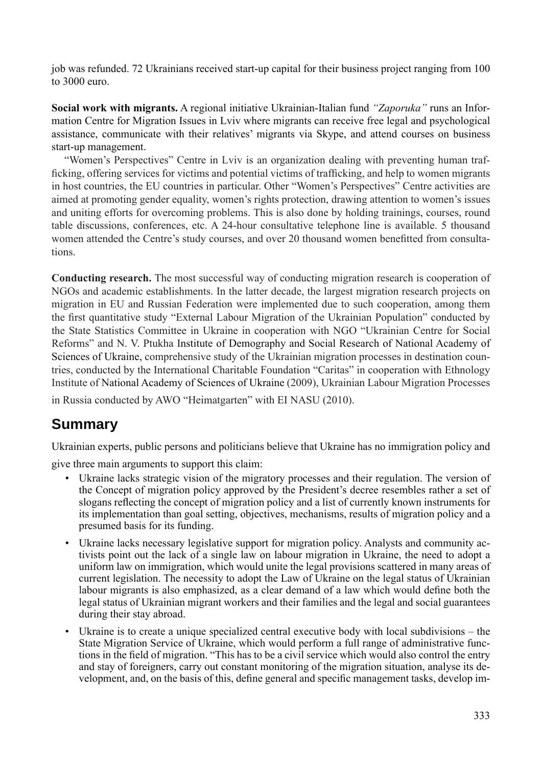job was refunded. 72 Ukrainians received start-up capital for their business project ranging from 100 to 3000 euro.

**Social work with migrants.** A regional initiative Ukrainian-Italian fund *"Zaporuka"* runs an Information Centre for Migration Issues in Lviv where migrants can receive free legal and psychological assistance, communicate with their relatives' migrants via Skype, and attend courses on business start-up management.

"Women's Perspectives" Centre in Lviv is an organization dealing with preventing human trafficking, offering services for victims and potential victims of trafficking, and help to women migrants in host countries, the EU countries in particular. Other "Women's Perspectives" Centre activities are aimed at promoting gender equality, women's rights protection, drawing attention to women's issues and uniting efforts for overcoming problems. This is also done by holding trainings, courses, round table discussions, conferences, etc. A 24-hour consultative telephone line is available. 5 thousand women attended the Centre's study courses, and over 20 thousand women benefitted from consultations.

**Conducting research.** The most successful way of conducting migration research is cooperation of NGOs and academic establishments. In the latter decade, the largest migration research projects on migration in EU and Russian Federation were implemented due to such cooperation, among them the first quantitative study "External Labour Migration of the Ukrainian Population" conducted by the State Statistics Committee in Ukraine in cooperation with NGO "Ukrainian Centre for Social Reforms" and N. V. Ptukha Institute of Demography and Social Research of National Academy of Sciences of Ukraine, comprehensive study of the Ukrainian migration processes in destination countries, conducted by the International Charitable Foundation "Caritas" in cooperation with Ethnology Institute of National Academy of Sciences of Ukraine (2009), Ukrainian Labour Migration Processes in Russia conducted by AWO "Heimatgarten" with EI NASU (2010).

## Summary

Ukrainian experts, public persons and politicians believe that Ukraine has no immigration policy and give three main arguments to support this claim:

- Ukraine lacks strategic vision of the migratory processes and their regulation. The version of the Concept of migration policy approved by the President's decree resembles rather a set of slogans reflecting the concept of migration policy and a list of currently known instruments for its implementation than goal setting, objectives, mechanisms, results of migration policy and a presumed basis for its funding.
- Ukraine lacks necessary legislative support for migration policy. Analysts and community activists point out the lack of a single law on labour migration in Ukraine, the need to adopt a uniform law on immigration, which would unite the legal provisions scattered in many areas of current legislation. The necessity to adopt the Law of Ukraine on the legal status of Ukrainian labour migrants is also emphasized, as a clear demand of a law which would define both the legal status of Ukrainian migrant workers and their families and the legal and social guarantees during their stay abroad.
- Ukraine is to create a unique specialized central executive body with local subdivisions – the State Migration Service of Ukraine, which would perform a full range of administrative functions in the field of migration. "This has to be a civil service which would also control the entry and stay of foreigners, carry out constant monitoring of the migration situation, analyse its development, and, on the basis of this, define general and specific management tasks, develop im-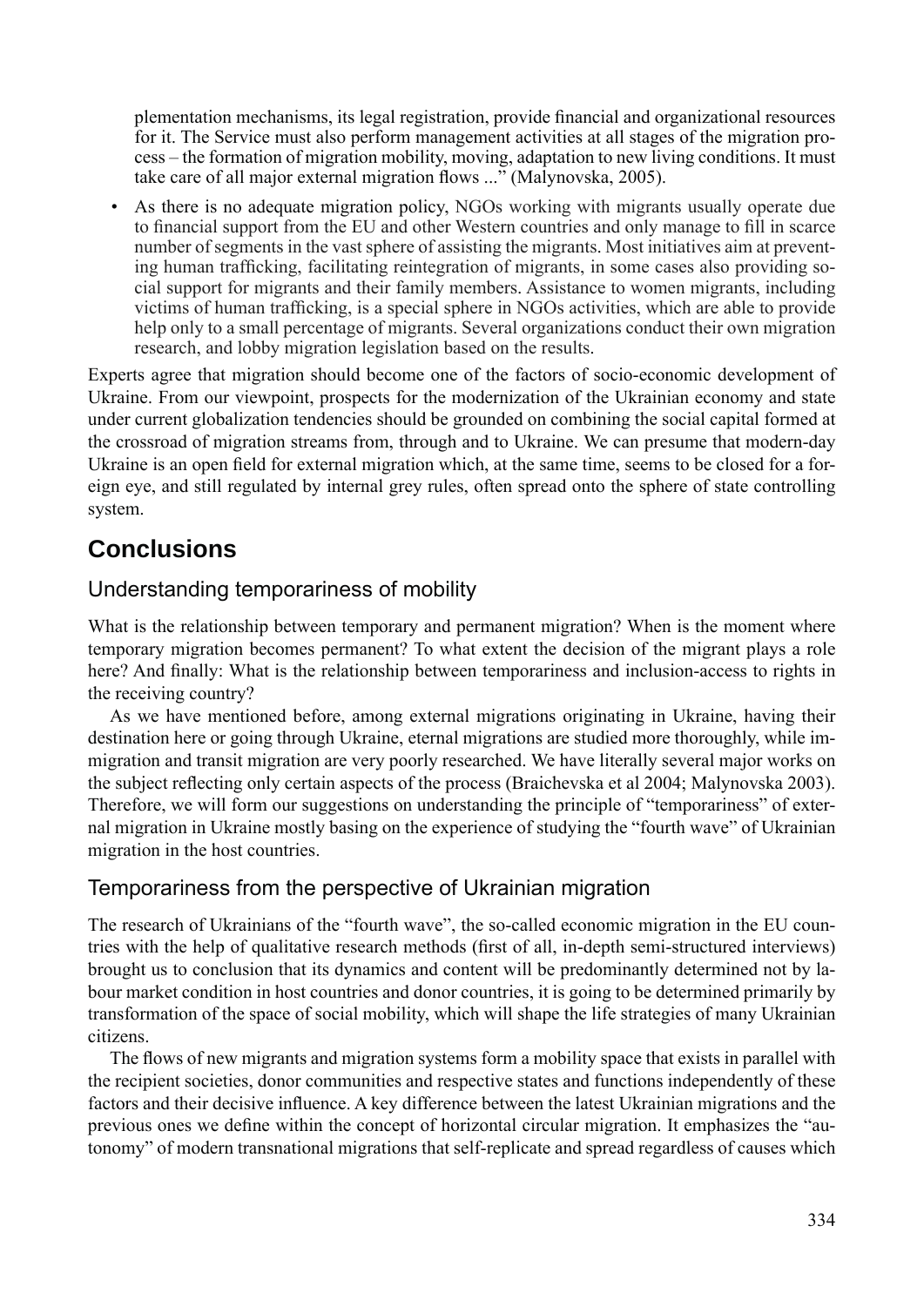plementation mechanisms, its legal registration, provide financial and organizational resources for it. The Service must also perform management activities at all stages of the migration process – the formation of migration mobility, moving, adaptation to new living conditions. It must take care of all major external migration flows ..." (Malynovska, 2005).

- As there is no adequate migration policy, NGOs working with migrants usually operate due to financial support from the EU and other Western countries and only manage to fill in scarce number of segments in the vast sphere of assisting the migrants. Most initiatives aim at preventing human trafficking, facilitating reintegration of migrants, in some cases also providing social support for migrants and their family members. Assistance to women migrants, including victims of human trafficking, is a special sphere in NGOs activities, which are able to provide help only to a small percentage of migrants. Several organizations conduct their own migration research, and lobby migration legislation based on the results.

Experts agree that migration should become one of the factors of socio-economic development of Ukraine. From our viewpoint, prospects for the modernization of the Ukrainian economy and state under current globalization tendencies should be grounded on combining the social capital formed at the crossroad of migration streams from, through and to Ukraine. We can presume that modern-day Ukraine is an open field for external migration which, at the same time, seems to be closed for a foreign eye, and still regulated by internal grey rules, often spread onto the sphere of state controlling system.

## Conclusions

### Understanding temporariness of mobility

What is the relationship between temporary and permanent migration? When is the moment where temporary migration becomes permanent? To what extent the decision of the migrant plays a role here? And finally: What is the relationship between temporariness and inclusion-access to rights in the receiving country?

As we have mentioned before, among external migrations originating in Ukraine, having their destination here or going through Ukraine, eternal migrations are studied more thoroughly, while immigration and transit migration are very poorly researched. We have literally several major works on the subject reflecting only certain aspects of the process (Braichevska et al 2004; Malynovska 2003). Therefore, we will form our suggestions on understanding the principle of "temporariness" of external migration in Ukraine mostly basing on the experience of studying the "fourth wave" of Ukrainian migration in the host countries.

### Temporariness from the perspective of Ukrainian migration

The research of Ukrainians of the "fourth wave", the so-called economic migration in the EU countries with the help of qualitative research methods (first of all, in-depth semi-structured interviews) brought us to conclusion that its dynamics and content will be predominantly determined not by labour market condition in host countries and donor countries, it is going to be determined primarily by transformation of the space of social mobility, which will shape the life strategies of many Ukrainian citizens.

The flows of new migrants and migration systems form a mobility space that exists in parallel with the recipient societies, donor communities and respective states and functions independently of these factors and their decisive influence. A key difference between the latest Ukrainian migrations and the previous ones we define within the concept of horizontal circular migration. It emphasizes the "autonomy" of modern transnational migrations that self-replicate and spread regardless of causes which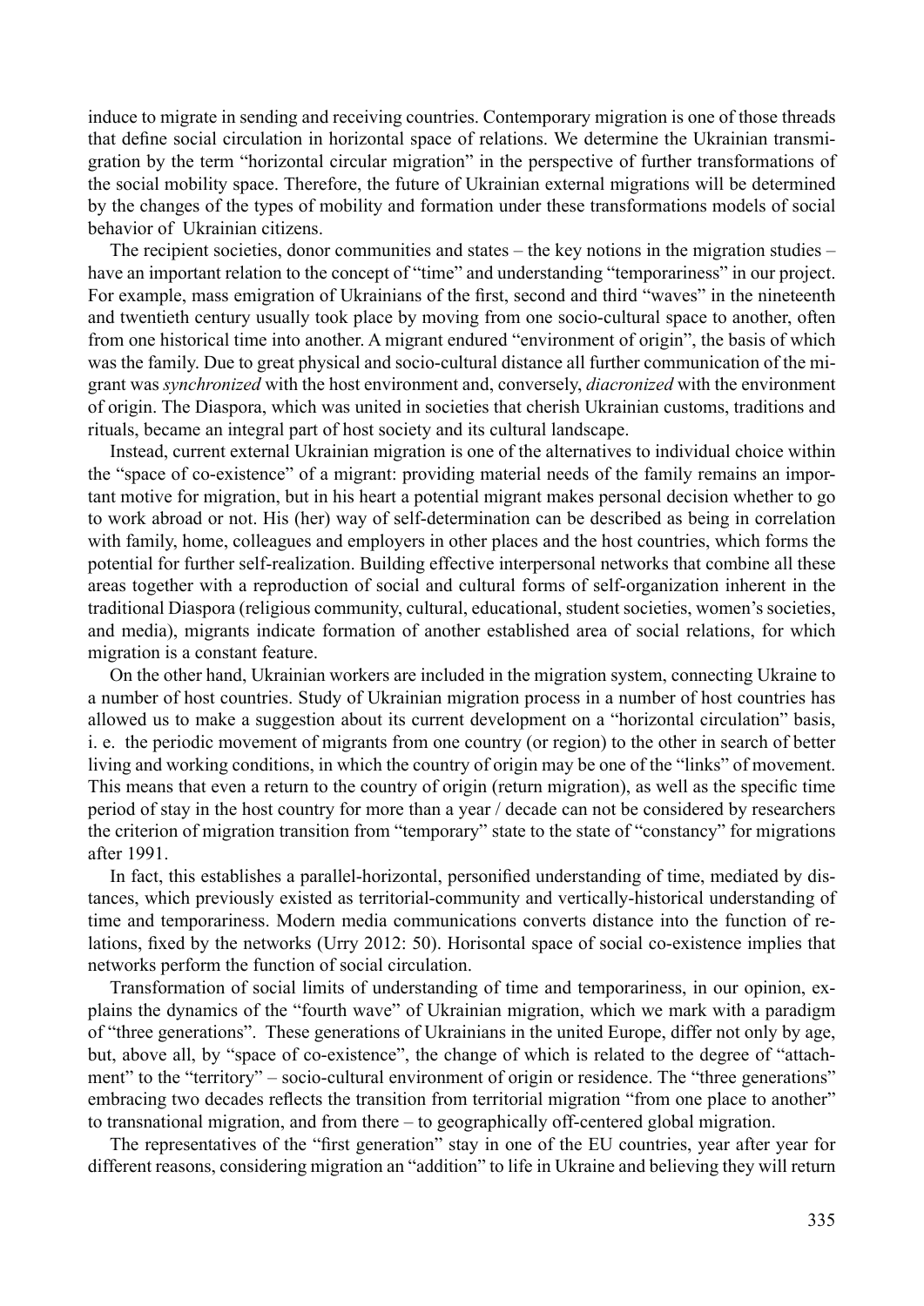induce to migrate in sending and receiving countries. Contemporary migration is one of those threads that define social circulation in horizontal space of relations. We determine the Ukrainian transmigration by the term "horizontal circular migration" in the perspective of further transformations of the social mobility space. Therefore, the future of Ukrainian external migrations will be determined by the changes of the types of mobility and formation under these transformations models of social behavior of Ukrainian citizens.

The recipient societies, donor communities and states – the key notions in the migration studies – have an important relation to the concept of "time" and understanding "temporariness" in our project. For example, mass emigration of Ukrainians of the first, second and third "waves" in the nineteenth and twentieth century usually took place by moving from one socio-cultural space to another, often from one historical time into another. A migrant endured "environment of origin", the basis of which was the family. Due to great physical and socio-cultural distance all further communication of the migrant was *synchronized* with the host environment and, conversely, *diacronized* with the environment of origin. The Diaspora, which was united in societies that cherish Ukrainian customs, traditions and rituals, became an integral part of host society and its cultural landscape.

Instead, current external Ukrainian migration is one of the alternatives to individual choice within the "space of co-existence" of a migrant: providing material needs of the family remains an important motive for migration, but in his heart a potential migrant makes personal decision whether to go to work abroad or not. His (her) way of self-determination can be described as being in correlation with family, home, colleagues and employers in other places and the host countries, which forms the potential for further self-realization. Building effective interpersonal networks that combine all these areas together with a reproduction of social and cultural forms of self-organization inherent in the traditional Diaspora (religious community, cultural, educational, student societies, women's societies, and media), migrants indicate formation of another established area of social relations, for which migration is a constant feature.

On the other hand, Ukrainian workers are included in the migration system, connecting Ukraine to a number of host countries. Study of Ukrainian migration process in a number of host countries has allowed us to make a suggestion about its current development on a "horizontal circulation" basis, i. e. the periodic movement of migrants from one country (or region) to the other in search of better living and working conditions, in which the country of origin may be one of the "links" of movement. This means that even a return to the country of origin (return migration), as well as the specific time period of stay in the host country for more than a year / decade can not be considered by researchers the criterion of migration transition from "temporary" state to the state of "constancy" for migrations after 1991.

In fact, this establishes a parallel-horizontal, personified understanding of time, mediated by distances, which previously existed as territorial-community and vertically-historical understanding of time and temporariness. Modern media communications converts distance into the function of relations, fixed by the networks (Urry 2012: 50). Horisontal space of social co-existence implies that networks perform the function of social circulation.

Transformation of social limits of understanding of time and temporariness, in our opinion, explains the dynamics of the "fourth wave" of Ukrainian migration, which we mark with a paradigm of "three generations". These generations of Ukrainians in the united Europe, differ not only by age, but, above all, by "space of co-existence", the change of which is related to the degree of "attachment" to the "territory" – socio-cultural environment of origin or residence. The "three generations" embracing two decades reflects the transition from territorial migration "from one place to another" to transnational migration, and from there – to geographically off-centered global migration.

The representatives of the "first generation" stay in one of the EU countries, year after year for different reasons, considering migration an "addition" to life in Ukraine and believing they will return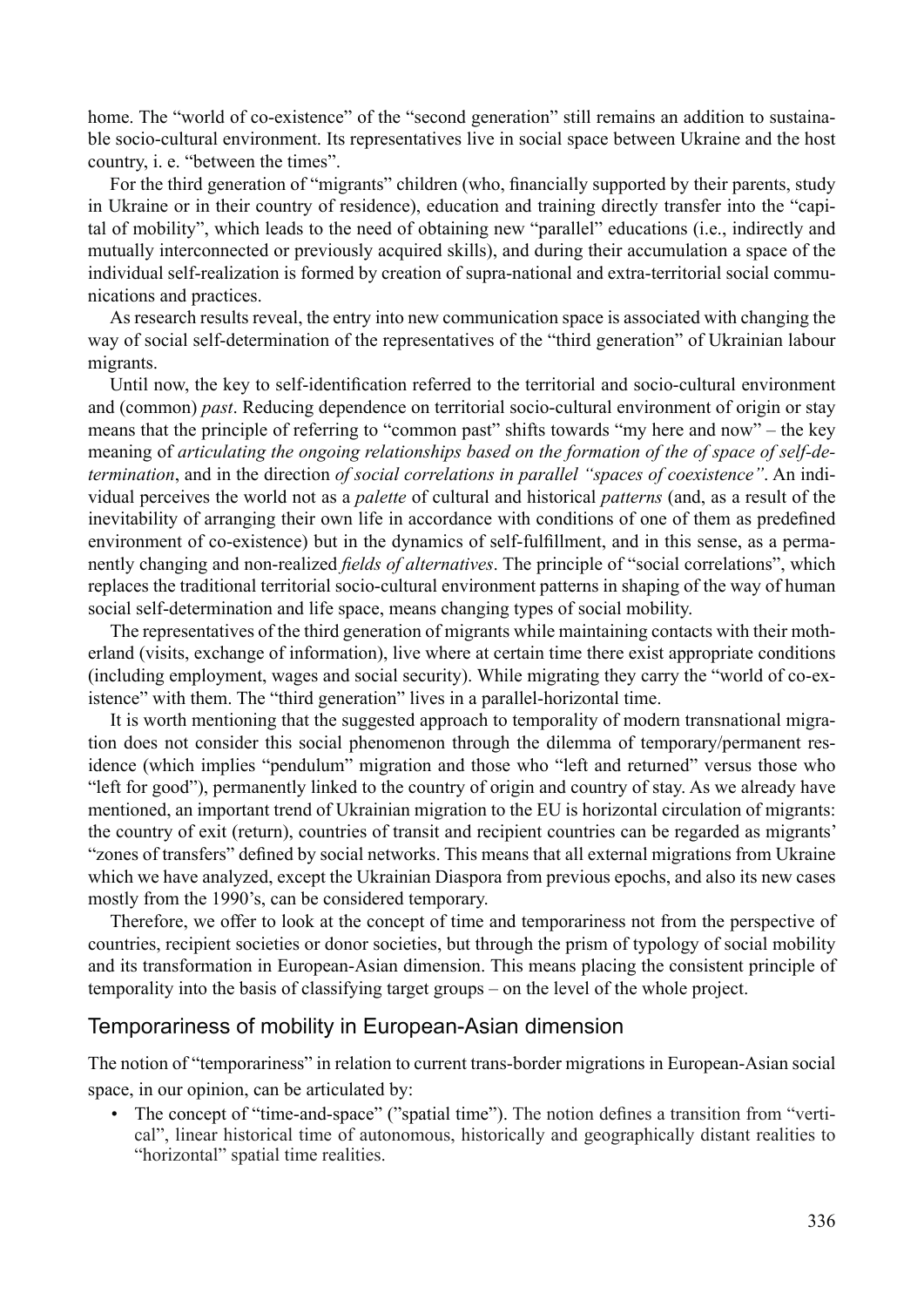home. The "world of co-existence" of the "second generation" still remains an addition to sustainable socio-cultural environment. Its representatives live in social space between Ukraine and the host country, i. e. "between the times".

For the third generation of "migrants" children (who, financially supported by their parents, study in Ukraine or in their country of residence), education and training directly transfer into the "capital of mobility", which leads to the need of obtaining new "parallel" educations (i.e., indirectly and mutually interconnected or previously acquired skills), and during their accumulation a space of the individual self-realization is formed by creation of supra-national and extra-territorial social communications and practices.

As research results reveal, the entry into new communication space is associated with changing the way of social self-determination of the representatives of the "third generation" of Ukrainian labour migrants.

Until now, the key to self-identification referred to the territorial and socio-cultural environment and (common) *past*. Reducing dependence on territorial socio-cultural environment of origin or stay means that the principle of referring to "common past" shifts towards "my here and now" – the key meaning of *articulating the ongoing relationships based on the formation of the of space of self-determination*, and in the direction *of social correlations in parallel "spaces of coexistence"*. An individual perceives the world not as a *palette* of cultural and historical *patterns* (and, as a result of the inevitability of arranging their own life in accordance with conditions of one of them as predefined environment of co-existence) but in the dynamics of self-fulfillment, and in this sense, as a permanently changing and non-realized *fields of alternatives*. The principle of "social correlations", which replaces the traditional territorial socio-cultural environment patterns in shaping of the way of human social self-determination and life space, means changing types of social mobility.

The representatives of the third generation of migrants while maintaining contacts with their motherland (visits, exchange of information), live where at certain time there exist appropriate conditions (including employment, wages and social security). While migrating they carry the "world of co-existence" with them. The "third generation" lives in a parallel-horizontal time.

It is worth mentioning that the suggested approach to temporality of modern transnational migration does not consider this social phenomenon through the dilemma of temporary/permanent residence (which implies "pendulum" migration and those who "left and returned" versus those who "left for good"), permanently linked to the country of origin and country of stay. As we already have mentioned, an important trend of Ukrainian migration to the EU is horizontal circulation of migrants: the country of exit (return), countries of transit and recipient countries can be regarded as migrants' "zones of transfers" defined by social networks. This means that all external migrations from Ukraine which we have analyzed, except the Ukrainian Diaspora from previous epochs, and also its new cases mostly from the 1990's, can be considered temporary.

Therefore, we offer to look at the concept of time and temporariness not from the perspective of countries, recipient societies or donor societies, but through the prism of typology of social mobility and its transformation in European-Asian dimension. This means placing the consistent principle of temporality into the basis of classifying target groups – on the level of the whole project.

## Temporariness of mobility in European-Asian dimension

The notion of "temporariness" in relation to current trans-border migrations in European-Asian social space, in our opinion, can be articulated by:

- The concept of "time-and-space" ("spatial time"). The notion defines a transition from "vertical", linear historical time of autonomous, historically and geographically distant realities to "horizontal" spatial time realities.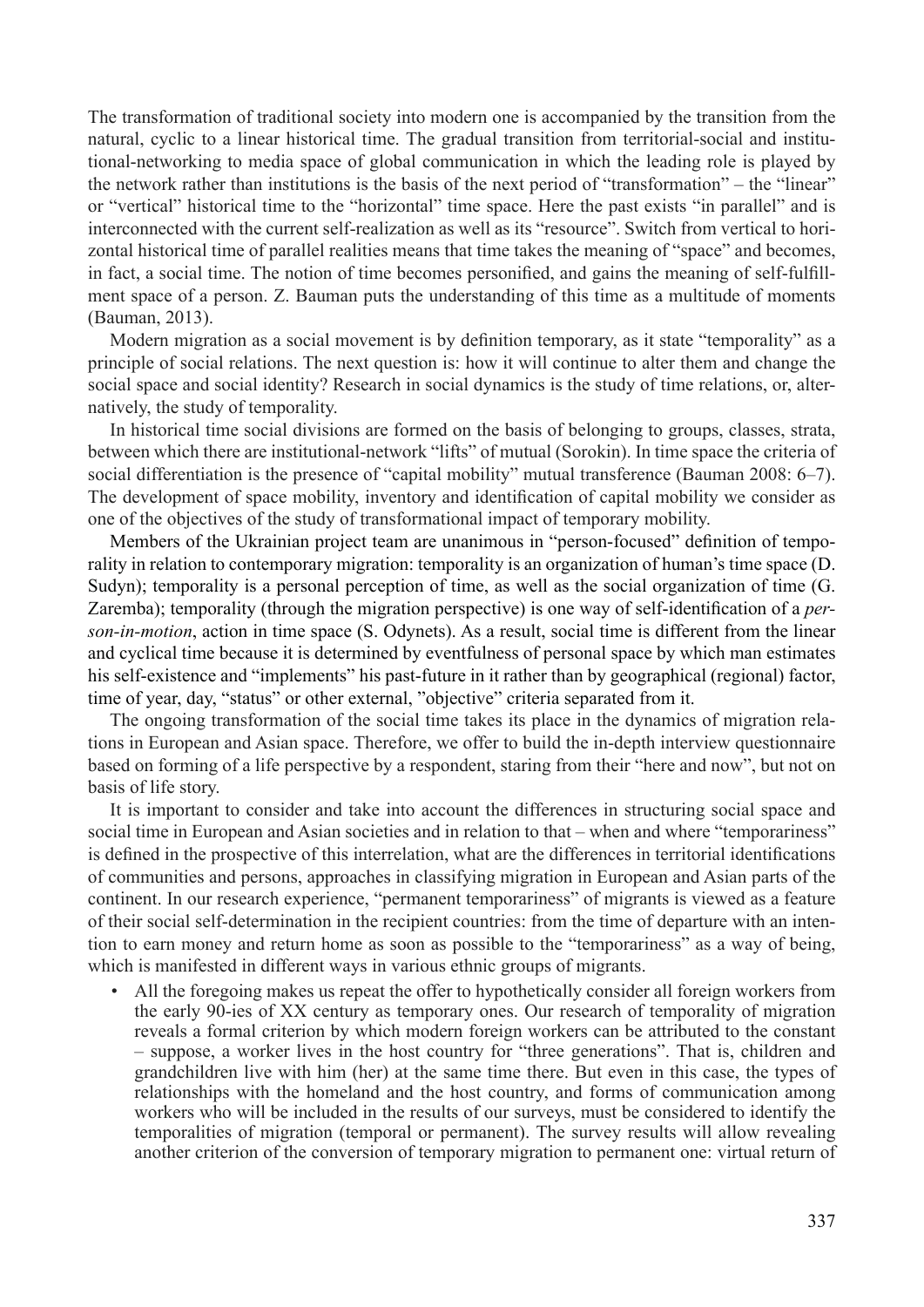The transformation of traditional society into modern one is accompanied by the transition from the natural, cyclic to a linear historical time. The gradual transition from territorial-social and institutional-networking to media space of global communication in which the leading role is played by the network rather than institutions is the basis of the next period of "transformation" – the "linear" or "vertical" historical time to the "horizontal" time space. Here the past exists "in parallel" and is interconnected with the current self-realization as well as its "resource". Switch from vertical to horizontal historical time of parallel realities means that time takes the meaning of "space" and becomes, in fact, a social time. The notion of time becomes personified, and gains the meaning of self-fulfillment space of a person. Z. Bauman puts the understanding of this time as a multitude of moments (Bauman, 2013).

Modern migration as a social movement is by definition temporary, as it state "temporality" as a principle of social relations. The next question is: how it will continue to alter them and change the social space and social identity? Research in social dynamics is the study of time relations, or, alternatively, the study of temporality.

In historical time social divisions are formed on the basis of belonging to groups, classes, strata, between which there are institutional-network "lifts" of mutual (Sorokin). In time space the criteria of social differentiation is the presence of "capital mobility" mutual transference (Bauman 2008: 6–7). The development of space mobility, inventory and identification of capital mobility we consider as one of the objectives of the study of transformational impact of temporary mobility.

Members of the Ukrainian project team are unanimous in "person-focused" definition of temporality in relation to contemporary migration: temporality is an organization of human's time space (D. Sudyn); temporality is a personal perception of time, as well as the social organization of time (G. Zaremba); temporality (through the migration perspective) is one way of self-identification of a *person-in-motion*, action in time space (S. Odynets). As a result, social time is different from the linear and cyclical time because it is determined by eventfulness of personal space by which man estimates his self-existence and "implements" his past-future in it rather than by geographical (regional) factor, time of year, day, "status" or other external, "objective" criteria separated from it.

The ongoing transformation of the social time takes its place in the dynamics of migration relations in European and Asian space. Therefore, we offer to build the in-depth interview questionnaire based on forming of a life perspective by a respondent, staring from their "here and now", but not on basis of life story.

It is important to consider and take into account the differences in structuring social space and social time in European and Asian societies and in relation to that – when and where "temporariness" is defined in the prospective of this interrelation, what are the differences in territorial identifications of communities and persons, approaches in classifying migration in European and Asian parts of the continent. In our research experience, "permanent temporariness" of migrants is viewed as a feature of their social self-determination in the recipient countries: from the time of departure with an intention to earn money and return home as soon as possible to the "temporariness" as a way of being, which is manifested in different ways in various ethnic groups of migrants.

- All the foregoing makes us repeat the offer to hypothetically consider all foreign workers from the early 90-ies of XX century as temporary ones. Our research of temporality of migration reveals a formal criterion by which modern foreign workers can be attributed to the constant – suppose, a worker lives in the host country for "three generations". That is, children and grandchildren live with him (her) at the same time there. But even in this case, the types of relationships with the homeland and the host country, and forms of communication among workers who will be included in the results of our surveys, must be considered to identify the temporalities of migration (temporal or permanent). The survey results will allow revealing another criterion of the conversion of temporary migration to permanent one: virtual return of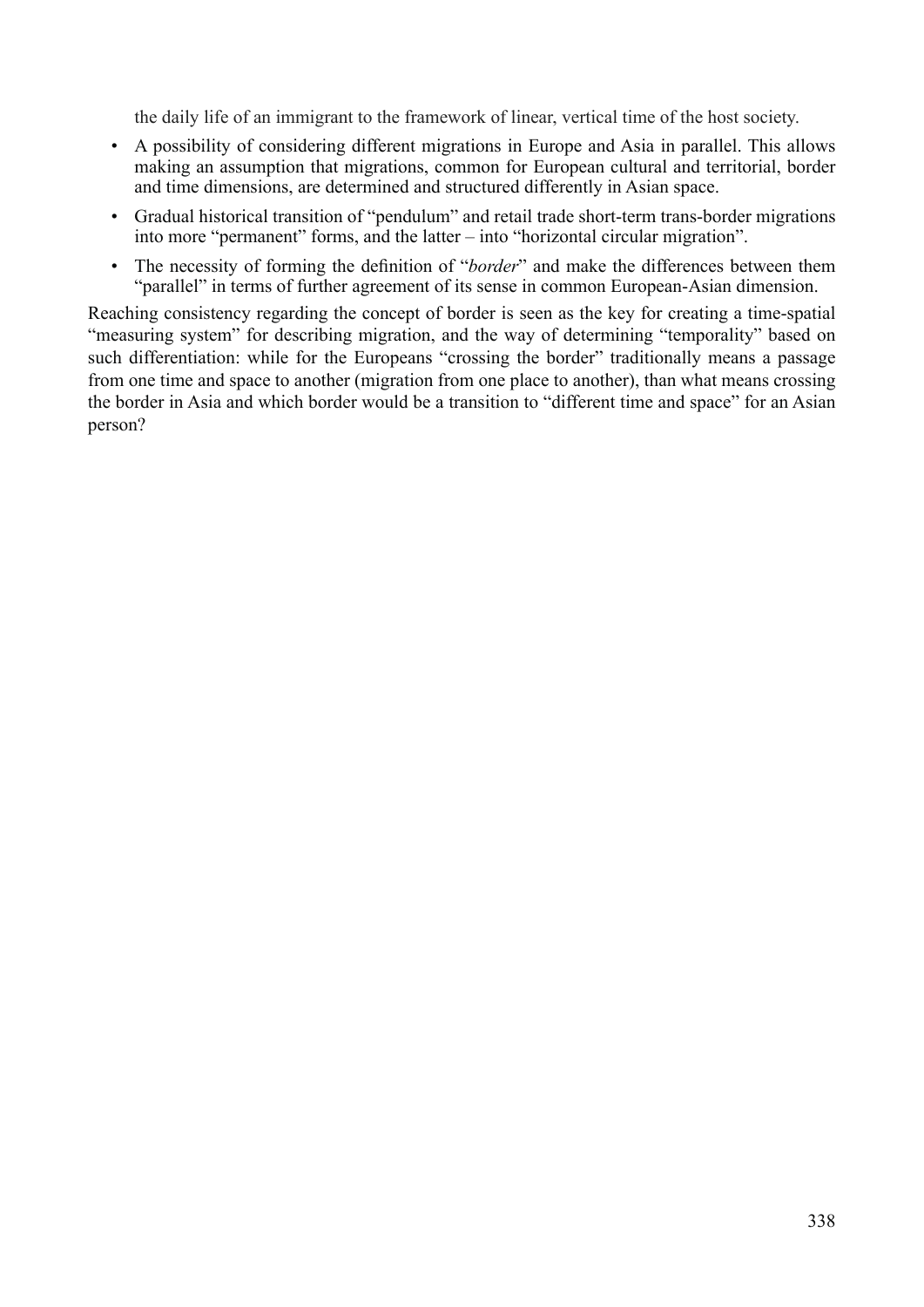the daily life of an immigrant to the framework of linear, vertical time of the host society.

- A possibility of considering different migrations in Europe and Asia in parallel. This allows making an assumption that migrations, common for European cultural and territorial, border and time dimensions, are determined and structured differently in Asian space.
- Gradual historical transition of "pendulum" and retail trade short-term trans-border migrations into more "permanent" forms, and the latter – into "horizontal circular migration".
- The necessity of forming the definition of "*border*" and make the differences between them "parallel" in terms of further agreement of its sense in common European-Asian dimension.

Reaching consistency regarding the concept of border is seen as the key for creating a time-spatial "measuring system" for describing migration, and the way of determining "temporality" based on such differentiation: while for the Europeans "crossing the border" traditionally means a passage from one time and space to another (migration from one place to another), than what means crossing the border in Asia and which border would be a transition to "different time and space" for an Asian person?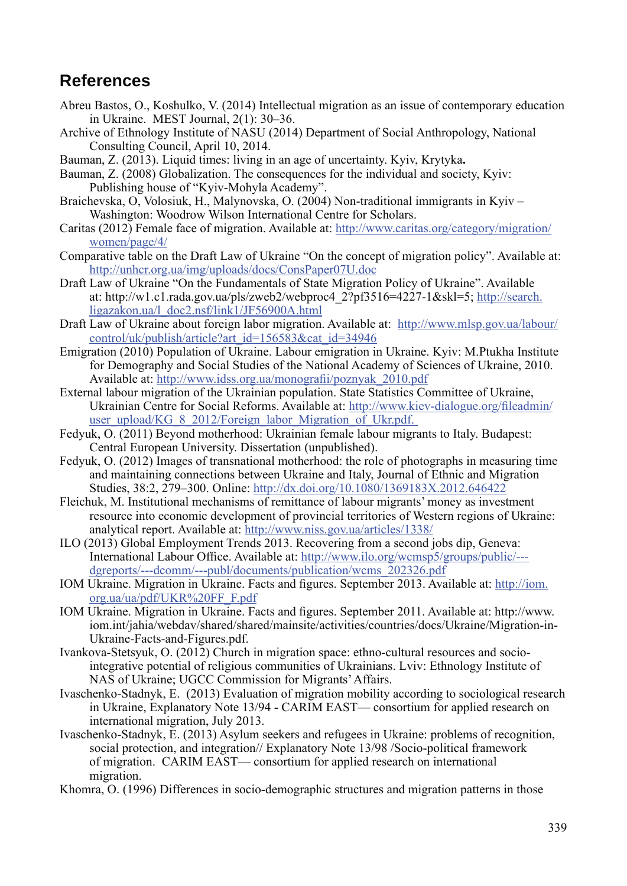## References

Abreu Bastos, O., Koshulko, V. (2014) Intellectual migration as an issue of contemporary education in Ukraine. MEST Journal, 2(1): 30–36.

Archive of Ethnology Institute of NASU (2014) Department of Social Anthropology, National Consulting Council, April 10, 2014.

Bauman, Z. (2013). Liquid times: living in an age of uncertainty. Kyiv, Krytyka**.**

Bauman, Z. (2008) Globalization. The consequences for the individual and society, Kyiv: Publishing house of "Kyiv-Mohyla Academy".

Braichevska, O, Volosiuk, H., Malynovska, O. (2004) Non-traditional immigrants in Kyiv – Washington: Woodrow Wilson International Centre for Scholars.

Caritas (2012) Female face of migration. Available at: http://www.caritas.org/category/migration/women/page/4/

Comparative table on the Draft Law of Ukraine "On the concept of migration policy". Available at: http://unhcr.org.ua/img/uploads/docs/ConsPaper07U.doc

Draft Law of Ukraine "On the Fundamentals of State Migration Policy of Ukraine". Available at: http://w1.c1.rada.gov.ua/pls/zweb2/webproc4_2?pf3516=4227-1&skl=5; http://search.ligazakon.ua/l_doc2.nsf/link1/JF56900A.html

Draft Law of Ukraine about foreign labor migration. Available at: http://www.mlsp.gov.ua/labour/control/uk/publish/article?art_id=156583&cat_id=34946

Emigration (2010) Population of Ukraine. Labour emigration in Ukraine. Kyiv: M.Ptukha Institute for Demography and Social Studies of the National Academy of Sciences of Ukraine, 2010. Available at: http://www.idss.org.ua/monografii/poznyak_2010.pdf

External labour migration of the Ukrainian population. State Statistics Committee of Ukraine, Ukrainian Centre for Social Reforms. Available at: http://www.kiev-dialogue.org/fileadmin/user_upload/KG_8_2012/Foreign_labor_Migration_of_Ukr.pdf.

Fedyuk, O. (2011) Beyond motherhood: Ukrainian female labour migrants to Italy. Budapest: Central European University. Dissertation (unpublished).

Fedyuk, O. (2012) Images of transnational motherhood: the role of photographs in measuring time and maintaining connections between Ukraine and Italy, Journal of Ethnic and Migration Studies, 38:2, 279–300. Online: http://dx.doi.org/10.1080/1369183X.2012.646422

Fleichuk, M. Institutional mechanisms of remittance of labour migrants' money as investment resource into economic development of provincial territories of Western regions of Ukraine: analytical report. Available at: http://www.niss.gov.ua/articles/1338/

ILO (2013) Global Employment Trends 2013. Recovering from a second jobs dip, Geneva: International Labour Office. Available at: http://www.ilo.org/wcmsp5/groups/public/---dgreports/---dcomm/---publ/documents/publication/wcms_202326.pdf

IOM Ukraine. Migration in Ukraine. Facts and figures. September 2013. Available at: http://iom.org.ua/ua/pdf/UKR%20FF_F.pdf

IOM Ukraine. Migration in Ukraine. Facts and figures. September 2011. Available at: http://www.iom.int/jahia/webdav/shared/shared/mainsite/activities/countries/docs/Ukraine/Migration-in-Ukraine-Facts-and-Figures.pdf.

Ivankova-Stetsyuk, O. (2012) Church in migration space: ethno-cultural resources and socio-integrative potential of religious communities of Ukrainians. Lviv: Ethnology Institute of NAS of Ukraine; UGCC Commission for Migrants' Affairs.

Ivaschenko-Stadnyk, E. (2013) Evaluation of migration mobility according to sociological research in Ukraine, Explanatory Note 13/94 - CARIM EAST— consortium for applied research on international migration, July 2013.

Ivaschenko-Stadnyk, E. (2013) Asylum seekers and refugees in Ukraine: problems of recognition, social protection, and integration// Explanatory Note 13/98 /Socio-political framework of migration. CARIM EAST— consortium for applied research on international migration.

Khomra, O. (1996) Differences in socio-demographic structures and migration patterns in those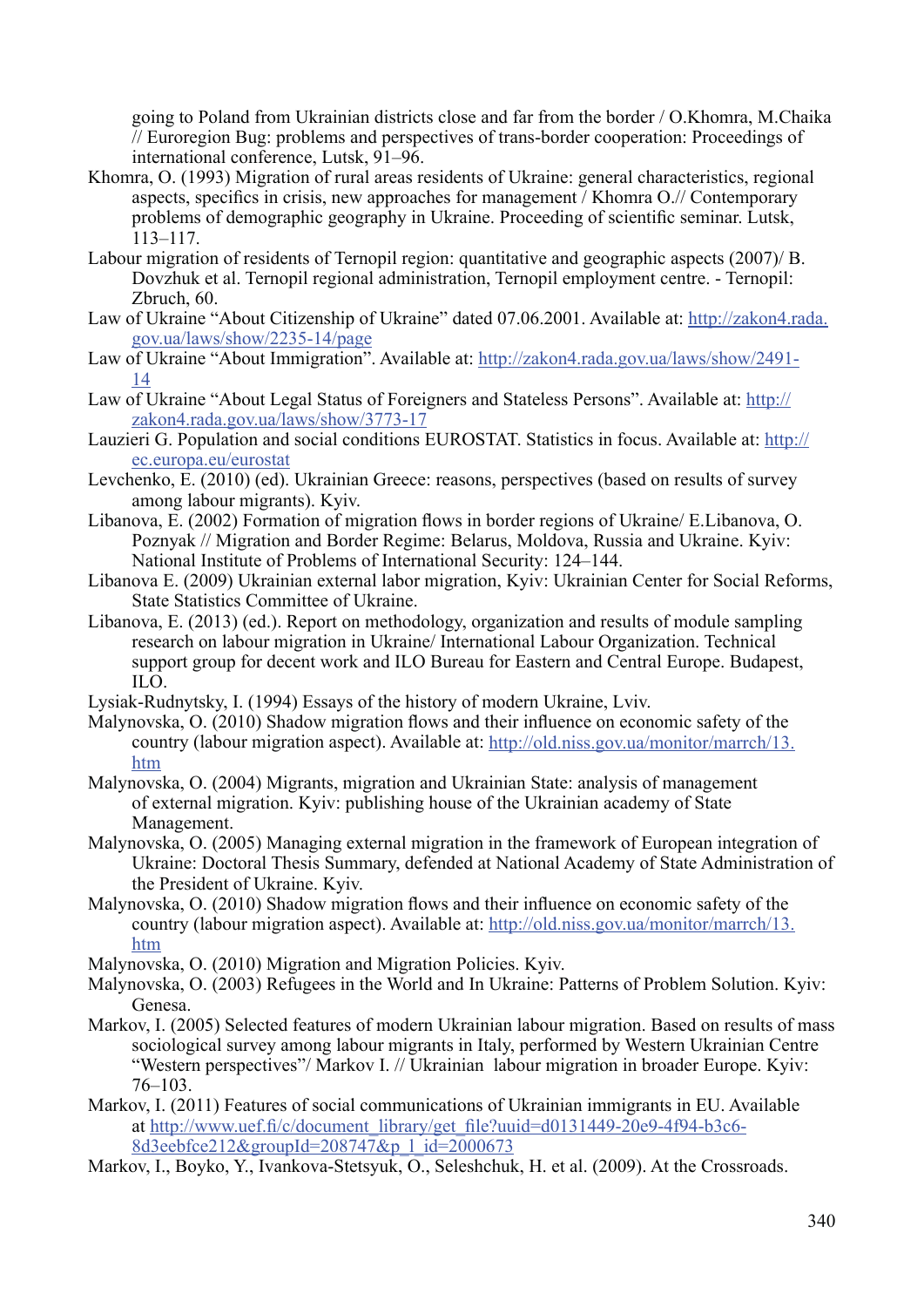going to Poland from Ukrainian districts close and far from the border / O.Khomra, M.Chaika // Euroregion Bug: problems and perspectives of trans-border cooperation: Proceedings of international conference, Lutsk, 91–96.

Khomra, O. (1993) Migration of rural areas residents of Ukraine: general characteristics, regional aspects, specifics in crisis, new approaches for management / Khomra O.// Contemporary problems of demographic geography in Ukraine. Proceeding of scientific seminar. Lutsk, 113–117.

Labour migration of residents of Ternopil region: quantitative and geographic aspects (2007)/ B. Dovzhuk et al. Ternopil regional administration, Ternopil employment centre. - Ternopil: Zbruch, 60.

Law of Ukraine "About Citizenship of Ukraine" dated 07.06.2001. Available at: http://zakon4.rada.gov.ua/laws/show/2235-14/page

Law of Ukraine "About Immigration". Available at: http://zakon4.rada.gov.ua/laws/show/2491-14

Law of Ukraine "About Legal Status of Foreigners and Stateless Persons". Available at: http://zakon4.rada.gov.ua/laws/show/3773-17

Lauzieri G. Population and social conditions EUROSTAT. Statistics in focus. Available at: http://ec.europa.eu/eurostat

Levchenko, E. (2010) (ed). Ukrainian Greece: reasons, perspectives (based on results of survey among labour migrants). Kyiv.

Libanova, E. (2002) Formation of migration flows in border regions of Ukraine/ E.Libanova, O. Poznyak // Migration and Border Regime: Belarus, Moldova, Russia and Ukraine. Kyiv: National Institute of Problems of International Security: 124–144.

Libanova E. (2009) Ukrainian external labor migration, Kyiv: Ukrainian Center for Social Reforms, State Statistics Committee of Ukraine.

Libanova, E. (2013) (ed.). Report on methodology, organization and results of module sampling research on labour migration in Ukraine/ International Labour Organization. Technical support group for decent work and ILO Bureau for Eastern and Central Europe. Budapest, ILO.

Lysiak-Rudnytsky, I. (1994) Essays of the history of modern Ukraine, Lviv.

Malynovska, O. (2010) Shadow migration flows and their influence on economic safety of the country (labour migration aspect). Available at: http://old.niss.gov.ua/monitor/marrch/13.htm

Malynovska, O. (2004) Migrants, migration and Ukrainian State: analysis of management of external migration. Kyiv: publishing house of the Ukrainian academy of State Management.

Malynovska, O. (2005) Managing external migration in the framework of European integration of Ukraine: Doctoral Thesis Summary, defended at National Academy of State Administration of the President of Ukraine. Kyiv.

Malynovska, O. (2010) Shadow migration flows and their influence on economic safety of the country (labour migration aspect). Available at: http://old.niss.gov.ua/monitor/marrch/13.htm

Malynovska, O. (2010) Migration and Migration Policies. Kyiv.

Malynovska, O. (2003) Refugees in the World and In Ukraine: Patterns of Problem Solution. Kyiv: Genesa.

Markov, I. (2005) Selected features of modern Ukrainian labour migration. Based on results of mass sociological survey among labour migrants in Italy, performed by Western Ukrainian Centre "Western perspectives"/ Markov I. // Ukrainian labour migration in broader Europe. Kyiv: 76–103.

Markov, I. (2011) Features of social communications of Ukrainian immigrants in EU. Available at http://www.uef.fi/c/document_library/get_file?uuid=d0131449-20e9-4f94-b3c6-8d3eebfce212&groupId=208747&p_l_id=2000673

Markov, I., Boyko, Y., Ivankova-Stetsyuk, O., Seleshchuk, H. et al. (2009). At the Crossroads.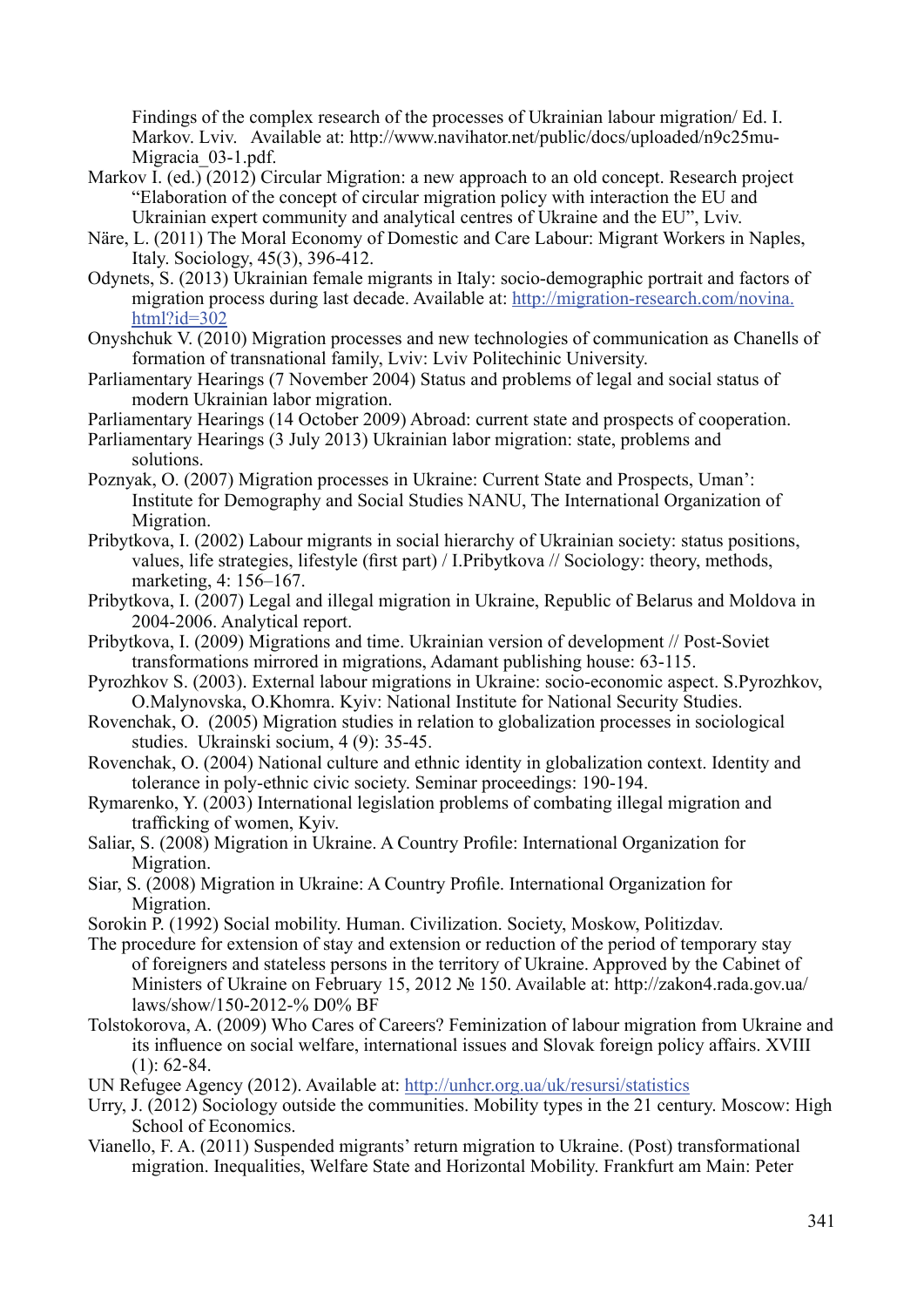Findings of the complex research of the processes of Ukrainian labour migration/ Ed. I. Markov. Lviv. Available at: http://www.navihator.net/public/docs/uploaded/n9c25mu-Migracia_03-1.pdf.

Markov I. (ed.) (2012) Circular Migration: a new approach to an old concept. Research project "Elaboration of the concept of circular migration policy with interaction the EU and Ukrainian expert community and analytical centres of Ukraine and the EU", Lviv.

Näre, L. (2011) The Moral Economy of Domestic and Care Labour: Migrant Workers in Naples, Italy. Sociology, 45(3), 396-412.

Odynets, S. (2013) Ukrainian female migrants in Italy: socio-demographic portrait and factors of migration process during last decade. Available at: http://migration-research.com/novina.html?id=302

Onyshchuk V. (2010) Migration processes and new technologies of communication as Chanells of formation of transnational family, Lviv: Lviv Politechinic University.

Parliamentary Hearings (7 November 2004) Status and problems of legal and social status of modern Ukrainian labor migration.

Parliamentary Hearings (14 October 2009) Abroad: current state and prospects of cooperation.

Parliamentary Hearings (3 July 2013) Ukrainian labor migration: state, problems and solutions.

Poznyak, O. (2007) Migration processes in Ukraine: Current State and Prospects, Uman': Institute for Demography and Social Studies NANU, The International Organization of Migration.

Pribytkova, I. (2002) Labour migrants in social hierarchy of Ukrainian society: status positions, values, life strategies, lifestyle (first part) / I.Pribytkova // Sociology: theory, methods, marketing, 4: 156–167.

Pribytkova, I. (2007) Legal and illegal migration in Ukraine, Republic of Belarus and Moldova in 2004-2006. Analytical report.

Pribytkova, I. (2009) Migrations and time. Ukrainian version of development // Post-Soviet transformations mirrored in migrations, Adamant publishing house: 63-115.

Pyrozhkov S. (2003). External labour migrations in Ukraine: socio-economic aspect. S.Pyrozhkov, O.Malynovska, O.Khomra. Kyiv: National Institute for National Security Studies.

Rovenchak, O. (2005) Migration studies in relation to globalization processes in sociological studies. Ukrainski socium, 4 (9): 35-45.

Rovenchak, O. (2004) National culture and ethnic identity in globalization context. Identity and tolerance in poly-ethnic civic society. Seminar proceedings: 190-194.

Rymarenko, Y. (2003) International legislation problems of combating illegal migration and trafficking of women, Kyiv.

Saliar, S. (2008) Migration in Ukraine. A Country Profile: International Organization for Migration.

Siar, S. (2008) Migration in Ukraine: A Country Profile. International Organization for Migration.

Sorokin P. (1992) Social mobility. Human. Civilization. Society, Moskow, Politizdav.

The procedure for extension of stay and extension or reduction of the period of temporary stay of foreigners and stateless persons in the territory of Ukraine. Approved by the Cabinet of Ministers of Ukraine on February 15, 2012 № 150. Available at: http://zakon4.rada.gov.ua/laws/show/150-2012-% D0% BF

Tolstokorova, A. (2009) Who Cares of Careers? Feminization of labour migration from Ukraine and its influence on social welfare, international issues and Slovak foreign policy affairs. XVIII (1): 62-84.

UN Refugee Agency (2012). Available at: http://unhcr.org.ua/uk/resursi/statistics

Urry, J. (2012) Sociology outside the communities. Mobility types in the 21 century. Moscow: High School of Economics.

Vianello, F. A. (2011) Suspended migrants' return migration to Ukraine. (Post) transformational migration. Inequalities, Welfare State and Horizontal Mobility. Frankfurt am Main: Peter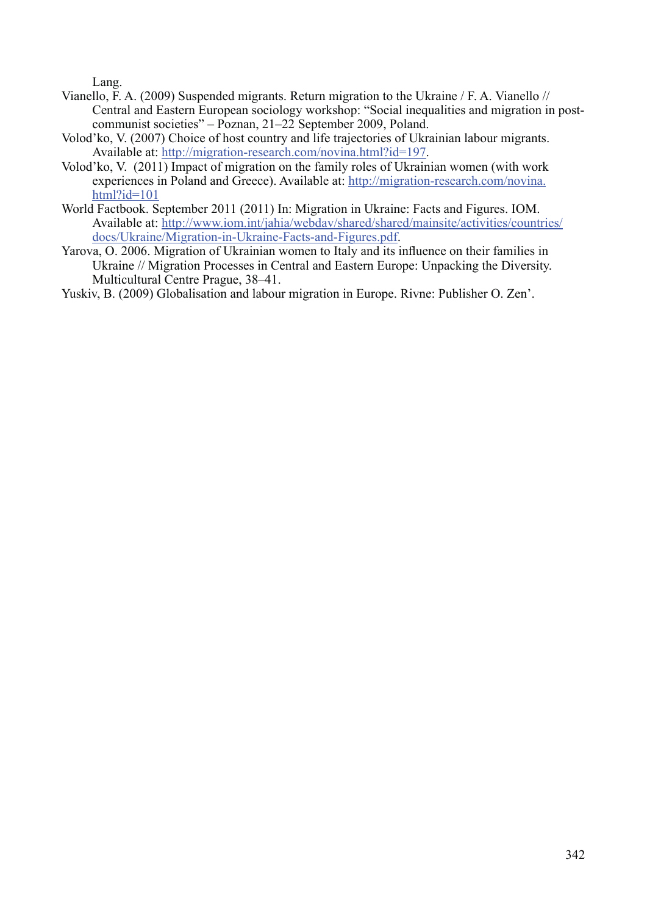Lang.

Vianello, F. A. (2009) Suspended migrants. Return migration to the Ukraine / F. A. Vianello // Central and Eastern European sociology workshop: "Social inequalities and migration in post-communist societies" – Poznan, 21–22 September 2009, Poland.

Volod'ko, V. (2007) Choice of host country and life trajectories of Ukrainian labour migrants. Available at: http://migration-research.com/novina.html?id=197.

Volod'ko, V. (2011) Impact of migration on the family roles of Ukrainian women (with work experiences in Poland and Greece). Available at: http://migration-research.com/novina.html?id=101

World Factbook. September 2011 (2011) In: Migration in Ukraine: Facts and Figures. IOM. Available at: http://www.iom.int/jahia/webdav/shared/shared/mainsite/activities/countries/docs/Ukraine/Migration-in-Ukraine-Facts-and-Figures.pdf.

Yarova, O. 2006. Migration of Ukrainian women to Italy and its influence on their families in Ukraine // Migration Processes in Central and Eastern Europe: Unpacking the Diversity. Multicultural Centre Prague, 38–41.

Yuskiv, B. (2009) Globalisation and labour migration in Europe. Rivne: Publisher O. Zen'.